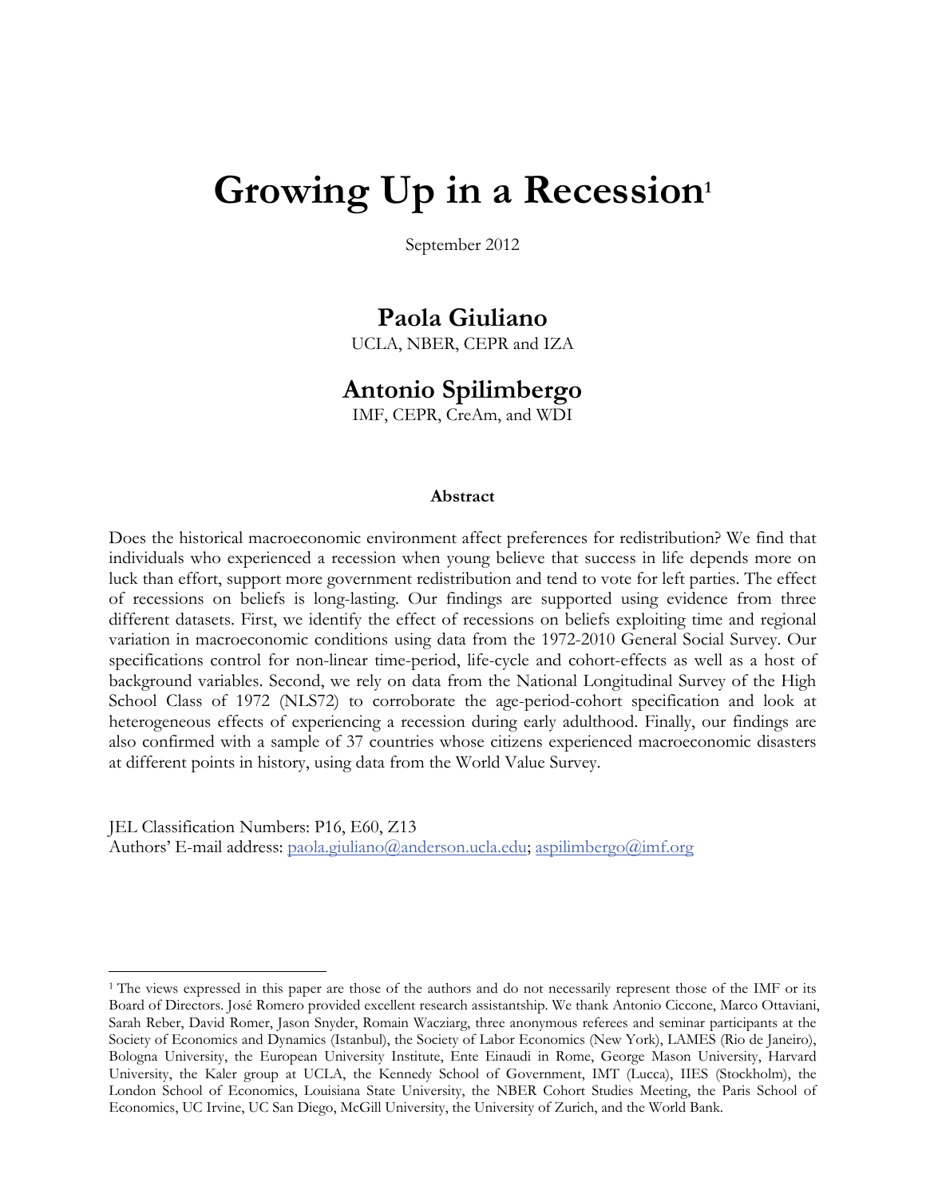# Growing Up in a Recession[1]

September 2012

## Paola Giuliano

UCLA, NBER, CEPR and IZA

## Antonio Spilimbergo

IMF, CEPR, CreAm, and WDI

**Abstract**

Does the historical macroeconomic environment affect preferences for redistribution? We find that individuals who experienced a recession when young believe that success in life depends more on luck than effort, support more government redistribution and tend to vote for left parties. The effect of recessions on beliefs is long-lasting. Our findings are supported using evidence from three different datasets. First, we identify the effect of recessions on beliefs exploiting time and regional variation in macroeconomic conditions using data from the 1972-2010 General Social Survey. Our specifications control for non-linear time-period, life-cycle and cohort-effects as well as a host of background variables. Second, we rely on data from the National Longitudinal Survey of the High School Class of 1972 (NLS72) to corroborate the age-period-cohort specification and look at heterogeneous effects of experiencing a recession during early adulthood. Finally, our findings are also confirmed with a sample of 37 countries whose citizens experienced macroeconomic disasters at different points in history, using data from the World Value Survey.

JEL Classification Numbers: P16, E60, Z13

Authors' E-mail address: paola.giuliano@anderson.ucla.edu; aspilimbergo@imf.org

---

[1] The views expressed in this paper are those of the authors and do not necessarily represent those of the IMF or its Board of Directors. José Romero provided excellent research assistantship. We thank Antonio Ciccone, Marco Ottaviani, Sarah Reber, David Romer, Jason Snyder, Romain Wacziarg, three anonymous referees and seminar participants at the Society of Economics and Dynamics (Istanbul), the Society of Labor Economics (New York), LAMES (Rio de Janeiro), Bologna University, the European University Institute, Ente Einaudi in Rome, George Mason University, Harvard University, the Kaler group at UCLA, the Kennedy School of Government, IMT (Lucca), IIES (Stockholm), the London School of Economics, Louisiana State University, the NBER Cohort Studies Meeting, the Paris School of Economics, UC Irvine, UC San Diego, McGill University, the University of Zurich, and the World Bank.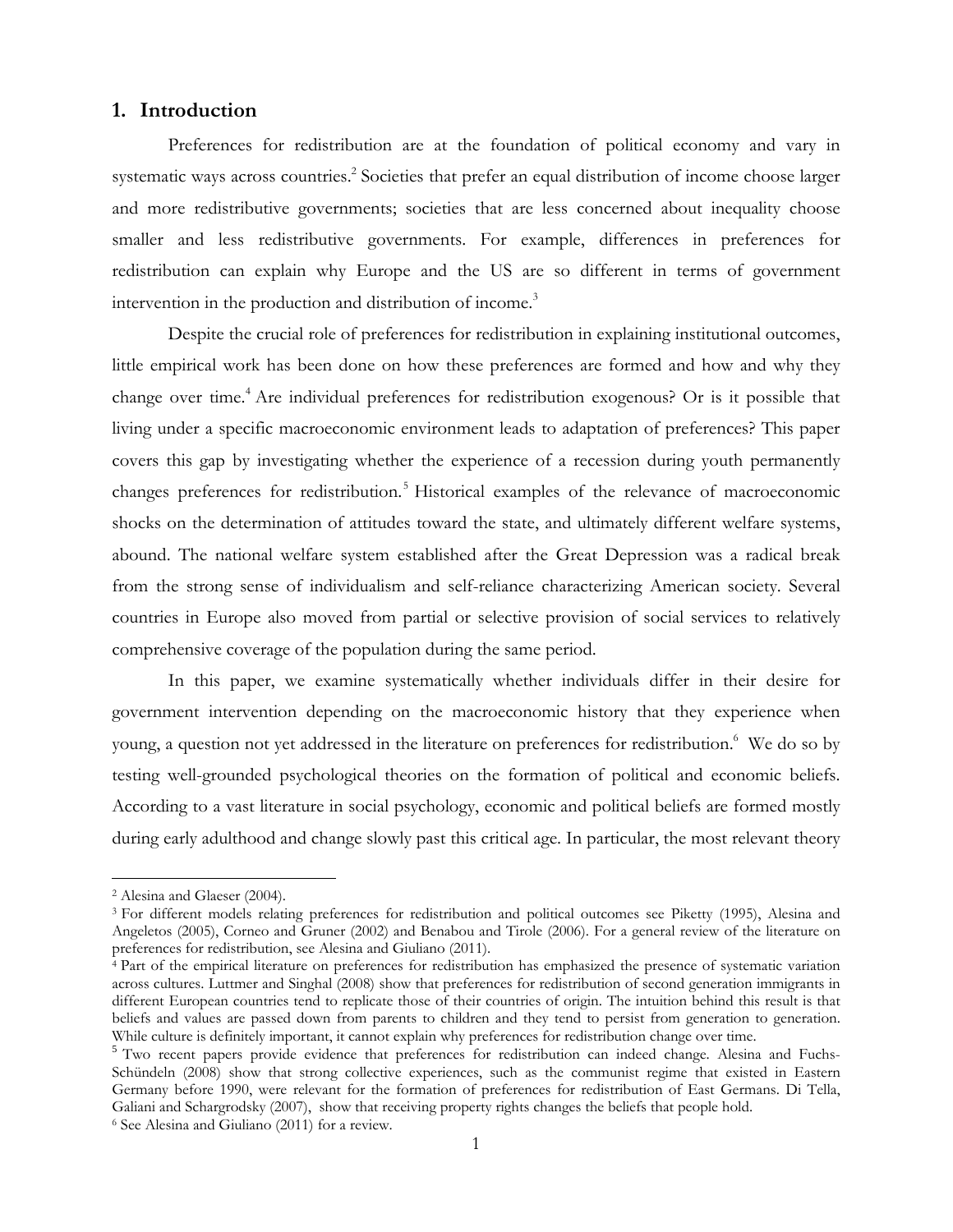## 1. Introduction

Preferences for redistribution are at the foundation of political economy and vary in systematic ways across countries.[2] Societies that prefer an equal distribution of income choose larger and more redistributive governments; societies that are less concerned about inequality choose smaller and less redistributive governments. For example, differences in preferences for redistribution can explain why Europe and the US are so different in terms of government intervention in the production and distribution of income.[3]

Despite the crucial role of preferences for redistribution in explaining institutional outcomes, little empirical work has been done on how these preferences are formed and how and why they change over time.[4] Are individual preferences for redistribution exogenous? Or is it possible that living under a specific macroeconomic environment leads to adaptation of preferences? This paper covers this gap by investigating whether the experience of a recession during youth permanently changes preferences for redistribution.[5] Historical examples of the relevance of macroeconomic shocks on the determination of attitudes toward the state, and ultimately different welfare systems, abound. The national welfare system established after the Great Depression was a radical break from the strong sense of individualism and self-reliance characterizing American society. Several countries in Europe also moved from partial or selective provision of social services to relatively comprehensive coverage of the population during the same period.

In this paper, we examine systematically whether individuals differ in their desire for government intervention depending on the macroeconomic history that they experience when young, a question not yet addressed in the literature on preferences for redistribution.[6] We do so by testing well-grounded psychological theories on the formation of political and economic beliefs. According to a vast literature in social psychology, economic and political beliefs are formed mostly during early adulthood and change slowly past this critical age. In particular, the most relevant theory

---

[2] Alesina and Glaeser (2004).

[3] For different models relating preferences for redistribution and political outcomes see Piketty (1995), Alesina and Angeletos (2005), Corneo and Gruner (2002) and Benabou and Tirole (2006). For a general review of the literature on preferences for redistribution, see Alesina and Giuliano (2011).

[4] Part of the empirical literature on preferences for redistribution has emphasized the presence of systematic variation across cultures. Luttmer and Singhal (2008) show that preferences for redistribution of second generation immigrants in different European countries tend to replicate those of their countries of origin. The intuition behind this result is that beliefs and values are passed down from parents to children and they tend to persist from generation to generation. While culture is definitely important, it cannot explain why preferences for redistribution change over time.

[5] Two recent papers provide evidence that preferences for redistribution can indeed change. Alesina and Fuchs-Schündeln (2008) show that strong collective experiences, such as the communist regime that existed in Eastern Germany before 1990, were relevant for the formation of preferences for redistribution of East Germans. Di Tella, Galiani and Schargrodsky (2007), show that receiving property rights changes the beliefs that people hold.

[6] See Alesina and Giuliano (2011) for a review.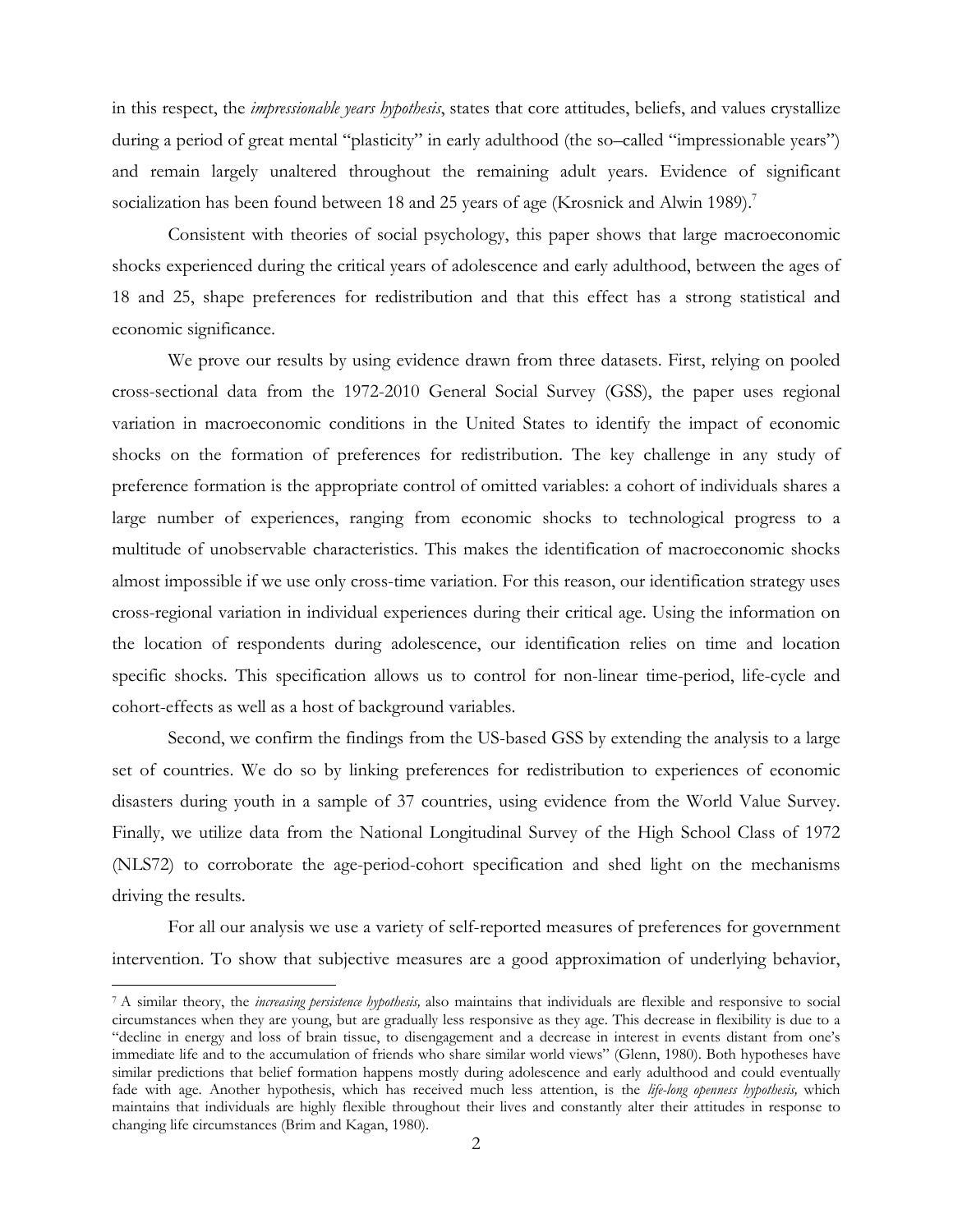in this respect, the *impressionable years hypothesis*, states that core attitudes, beliefs, and values crystallize during a period of great mental "plasticity" in early adulthood (the so–called "impressionable years") and remain largely unaltered throughout the remaining adult years. Evidence of significant socialization has been found between 18 and 25 years of age (Krosnick and Alwin 1989).[7]

Consistent with theories of social psychology, this paper shows that large macroeconomic shocks experienced during the critical years of adolescence and early adulthood, between the ages of 18 and 25, shape preferences for redistribution and that this effect has a strong statistical and economic significance.

We prove our results by using evidence drawn from three datasets. First, relying on pooled cross-sectional data from the 1972-2010 General Social Survey (GSS), the paper uses regional variation in macroeconomic conditions in the United States to identify the impact of economic shocks on the formation of preferences for redistribution. The key challenge in any study of preference formation is the appropriate control of omitted variables: a cohort of individuals shares a large number of experiences, ranging from economic shocks to technological progress to a multitude of unobservable characteristics. This makes the identification of macroeconomic shocks almost impossible if we use only cross-time variation. For this reason, our identification strategy uses cross-regional variation in individual experiences during their critical age. Using the information on the location of respondents during adolescence, our identification relies on time and location specific shocks. This specification allows us to control for non-linear time-period, life-cycle and cohort-effects as well as a host of background variables.

Second, we confirm the findings from the US-based GSS by extending the analysis to a large set of countries. We do so by linking preferences for redistribution to experiences of economic disasters during youth in a sample of 37 countries, using evidence from the World Value Survey. Finally, we utilize data from the National Longitudinal Survey of the High School Class of 1972 (NLS72) to corroborate the age-period-cohort specification and shed light on the mechanisms driving the results.

For all our analysis we use a variety of self-reported measures of preferences for government intervention. To show that subjective measures are a good approximation of underlying behavior,

---

[7] A similar theory, the *increasing persistence hypothesis,* also maintains that individuals are flexible and responsive to social circumstances when they are young, but are gradually less responsive as they age. This decrease in flexibility is due to a "decline in energy and loss of brain tissue, to disengagement and a decrease in interest in events distant from one's immediate life and to the accumulation of friends who share similar world views" (Glenn, 1980). Both hypotheses have similar predictions that belief formation happens mostly during adolescence and early adulthood and could eventually fade with age. Another hypothesis, which has received much less attention, is the *life-long openness hypothesis,* which maintains that individuals are highly flexible throughout their lives and constantly alter their attitudes in response to changing life circumstances (Brim and Kagan, 1980).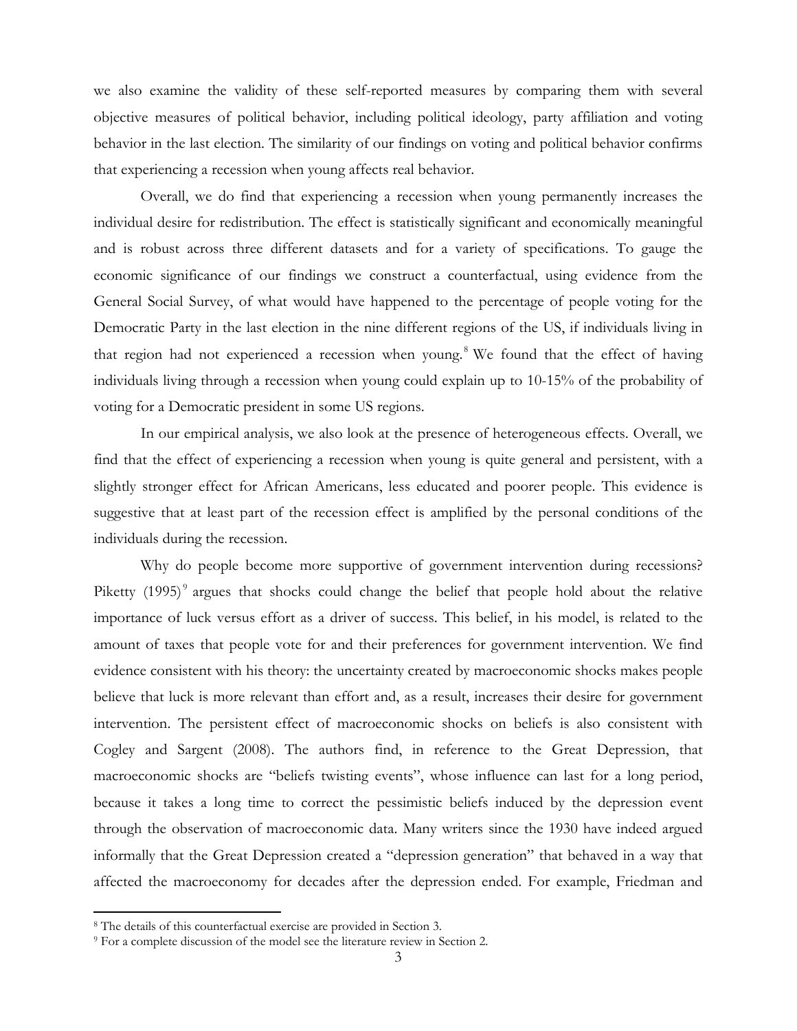we also examine the validity of these self-reported measures by comparing them with several objective measures of political behavior, including political ideology, party affiliation and voting behavior in the last election. The similarity of our findings on voting and political behavior confirms that experiencing a recession when young affects real behavior.

Overall, we do find that experiencing a recession when young permanently increases the individual desire for redistribution. The effect is statistically significant and economically meaningful and is robust across three different datasets and for a variety of specifications. To gauge the economic significance of our findings we construct a counterfactual, using evidence from the General Social Survey, of what would have happened to the percentage of people voting for the Democratic Party in the last election in the nine different regions of the US, if individuals living in that region had not experienced a recession when young.[8] We found that the effect of having individuals living through a recession when young could explain up to 10-15% of the probability of voting for a Democratic president in some US regions.

In our empirical analysis, we also look at the presence of heterogeneous effects. Overall, we find that the effect of experiencing a recession when young is quite general and persistent, with a slightly stronger effect for African Americans, less educated and poorer people. This evidence is suggestive that at least part of the recession effect is amplified by the personal conditions of the individuals during the recession.

Why do people become more supportive of government intervention during recessions? Piketty (1995)[9] argues that shocks could change the belief that people hold about the relative importance of luck versus effort as a driver of success. This belief, in his model, is related to the amount of taxes that people vote for and their preferences for government intervention. We find evidence consistent with his theory: the uncertainty created by macroeconomic shocks makes people believe that luck is more relevant than effort and, as a result, increases their desire for government intervention. The persistent effect of macroeconomic shocks on beliefs is also consistent with Cogley and Sargent (2008). The authors find, in reference to the Great Depression, that macroeconomic shocks are "beliefs twisting events", whose influence can last for a long period, because it takes a long time to correct the pessimistic beliefs induced by the depression event through the observation of macroeconomic data. Many writers since the 1930 have indeed argued informally that the Great Depression created a "depression generation" that behaved in a way that affected the macroeconomy for decades after the depression ended. For example, Friedman and

---

[8] The details of this counterfactual exercise are provided in Section 3.

[9] For a complete discussion of the model see the literature review in Section 2.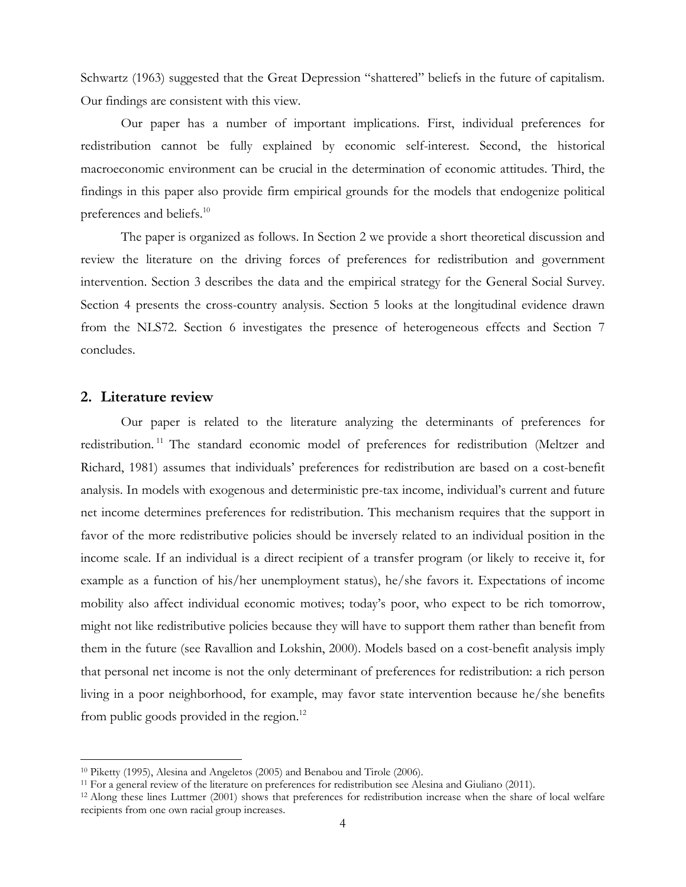Schwartz (1963) suggested that the Great Depression "shattered" beliefs in the future of capitalism. Our findings are consistent with this view.

Our paper has a number of important implications. First, individual preferences for redistribution cannot be fully explained by economic self-interest. Second, the historical macroeconomic environment can be crucial in the determination of economic attitudes. Third, the findings in this paper also provide firm empirical grounds for the models that endogenize political preferences and beliefs.[10]

The paper is organized as follows. In Section 2 we provide a short theoretical discussion and review the literature on the driving forces of preferences for redistribution and government intervention. Section 3 describes the data and the empirical strategy for the General Social Survey. Section 4 presents the cross-country analysis. Section 5 looks at the longitudinal evidence drawn from the NLS72. Section 6 investigates the presence of heterogeneous effects and Section 7 concludes.

## 2. Literature review

Our paper is related to the literature analyzing the determinants of preferences for redistribution.[11] The standard economic model of preferences for redistribution (Meltzer and Richard, 1981) assumes that individuals' preferences for redistribution are based on a cost-benefit analysis. In models with exogenous and deterministic pre-tax income, individual's current and future net income determines preferences for redistribution. This mechanism requires that the support in favor of the more redistributive policies should be inversely related to an individual position in the income scale. If an individual is a direct recipient of a transfer program (or likely to receive it, for example as a function of his/her unemployment status), he/she favors it. Expectations of income mobility also affect individual economic motives; today's poor, who expect to be rich tomorrow, might not like redistributive policies because they will have to support them rather than benefit from them in the future (see Ravallion and Lokshin, 2000). Models based on a cost-benefit analysis imply that personal net income is not the only determinant of preferences for redistribution: a rich person living in a poor neighborhood, for example, may favor state intervention because he/she benefits from public goods provided in the region.[12]

---

[10] Piketty (1995), Alesina and Angeletos (2005) and Benabou and Tirole (2006).

[11] For a general review of the literature on preferences for redistribution see Alesina and Giuliano (2011).

[12] Along these lines Luttmer (2001) shows that preferences for redistribution increase when the share of local welfare recipients from one own racial group increases.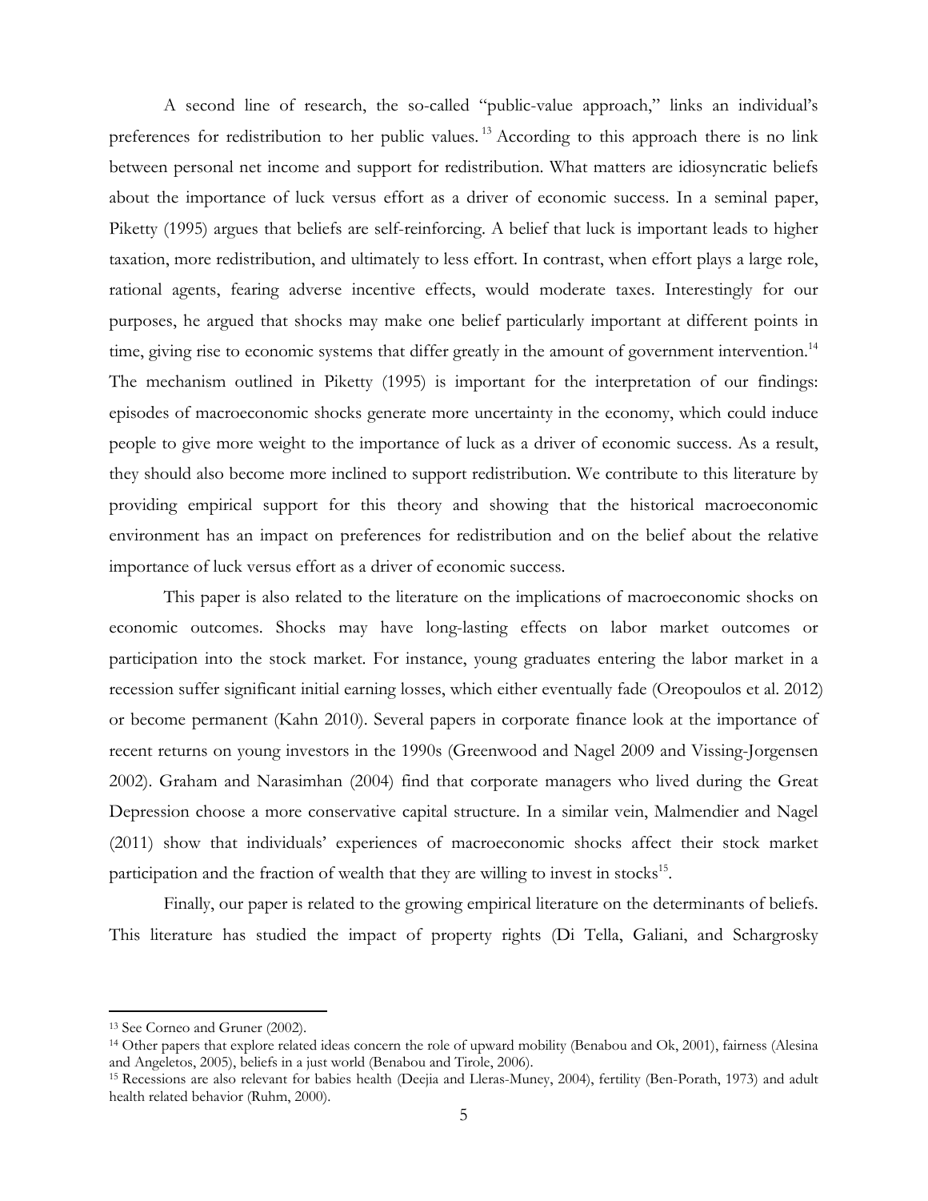A second line of research, the so-called "public-value approach," links an individual's preferences for redistribution to her public values.[13] According to this approach there is no link between personal net income and support for redistribution. What matters are idiosyncratic beliefs about the importance of luck versus effort as a driver of economic success. In a seminal paper, Piketty (1995) argues that beliefs are self-reinforcing. A belief that luck is important leads to higher taxation, more redistribution, and ultimately to less effort. In contrast, when effort plays a large role, rational agents, fearing adverse incentive effects, would moderate taxes. Interestingly for our purposes, he argued that shocks may make one belief particularly important at different points in time, giving rise to economic systems that differ greatly in the amount of government intervention.[14] The mechanism outlined in Piketty (1995) is important for the interpretation of our findings: episodes of macroeconomic shocks generate more uncertainty in the economy, which could induce people to give more weight to the importance of luck as a driver of economic success. As a result, they should also become more inclined to support redistribution. We contribute to this literature by providing empirical support for this theory and showing that the historical macroeconomic environment has an impact on preferences for redistribution and on the belief about the relative importance of luck versus effort as a driver of economic success.

This paper is also related to the literature on the implications of macroeconomic shocks on economic outcomes. Shocks may have long-lasting effects on labor market outcomes or participation into the stock market. For instance, young graduates entering the labor market in a recession suffer significant initial earning losses, which either eventually fade (Oreopoulos et al. 2012) or become permanent (Kahn 2010). Several papers in corporate finance look at the importance of recent returns on young investors in the 1990s (Greenwood and Nagel 2009 and Vissing-Jorgensen 2002). Graham and Narasimhan (2004) find that corporate managers who lived during the Great Depression choose a more conservative capital structure. In a similar vein, Malmendier and Nagel (2011) show that individuals' experiences of macroeconomic shocks affect their stock market participation and the fraction of wealth that they are willing to invest in stocks[15].

Finally, our paper is related to the growing empirical literature on the determinants of beliefs. This literature has studied the impact of property rights (Di Tella, Galiani, and Schargrosky

---

[13] See Corneo and Gruner (2002).

[14] Other papers that explore related ideas concern the role of upward mobility (Benabou and Ok, 2001), fairness (Alesina and Angeletos, 2005), beliefs in a just world (Benabou and Tirole, 2006).

[15] Recessions are also relevant for babies health (Deejia and Lleras-Muney, 2004), fertility (Ben-Porath, 1973) and adult health related behavior (Ruhm, 2000).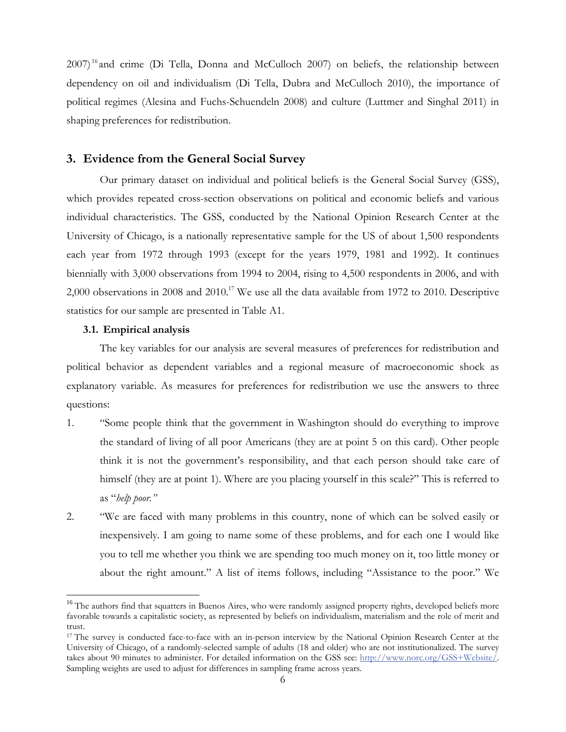2007)[16] and crime (Di Tella, Donna and McCulloch 2007) on beliefs, the relationship between dependency on oil and individualism (Di Tella, Dubra and McCulloch 2010), the importance of political regimes (Alesina and Fuchs-Schuendeln 2008) and culture (Luttmer and Singhal 2011) in shaping preferences for redistribution.

## 3. Evidence from the General Social Survey

Our primary dataset on individual and political beliefs is the General Social Survey (GSS), which provides repeated cross-section observations on political and economic beliefs and various individual characteristics. The GSS, conducted by the National Opinion Research Center at the University of Chicago, is a nationally representative sample for the US of about 1,500 respondents each year from 1972 through 1993 (except for the years 1979, 1981 and 1992). It continues biennially with 3,000 observations from 1994 to 2004, rising to 4,500 respondents in 2006, and with 2,000 observations in 2008 and 2010.[17] We use all the data available from 1972 to 2010. Descriptive statistics for our sample are presented in Table A1.

### 3.1. Empirical analysis

The key variables for our analysis are several measures of preferences for redistribution and political behavior as dependent variables and a regional measure of macroeconomic shock as explanatory variable. As measures for preferences for redistribution we use the answers to three questions:

1. "Some people think that the government in Washington should do everything to improve the standard of living of all poor Americans (they are at point 5 on this card). Other people think it is not the government's responsibility, and that each person should take care of himself (they are at point 1). Where are you placing yourself in this scale?" This is referred to as "*help poor.*"
2. "We are faced with many problems in this country, none of which can be solved easily or inexpensively. I am going to name some of these problems, and for each one I would like you to tell me whether you think we are spending too much money on it, too little money or about the right amount." A list of items follows, including "Assistance to the poor." We

---

[16] The authors find that squatters in Buenos Aires, who were randomly assigned property rights, developed beliefs more favorable towards a capitalistic society, as represented by beliefs on individualism, materialism and the role of merit and trust.

[17] The survey is conducted face-to-face with an in-person interview by the National Opinion Research Center at the University of Chicago, of a randomly-selected sample of adults (18 and older) who are not institutionalized. The survey takes about 90 minutes to administer. For detailed information on the GSS see: http://www.norc.org/GSS+Website/. Sampling weights are used to adjust for differences in sampling frame across years.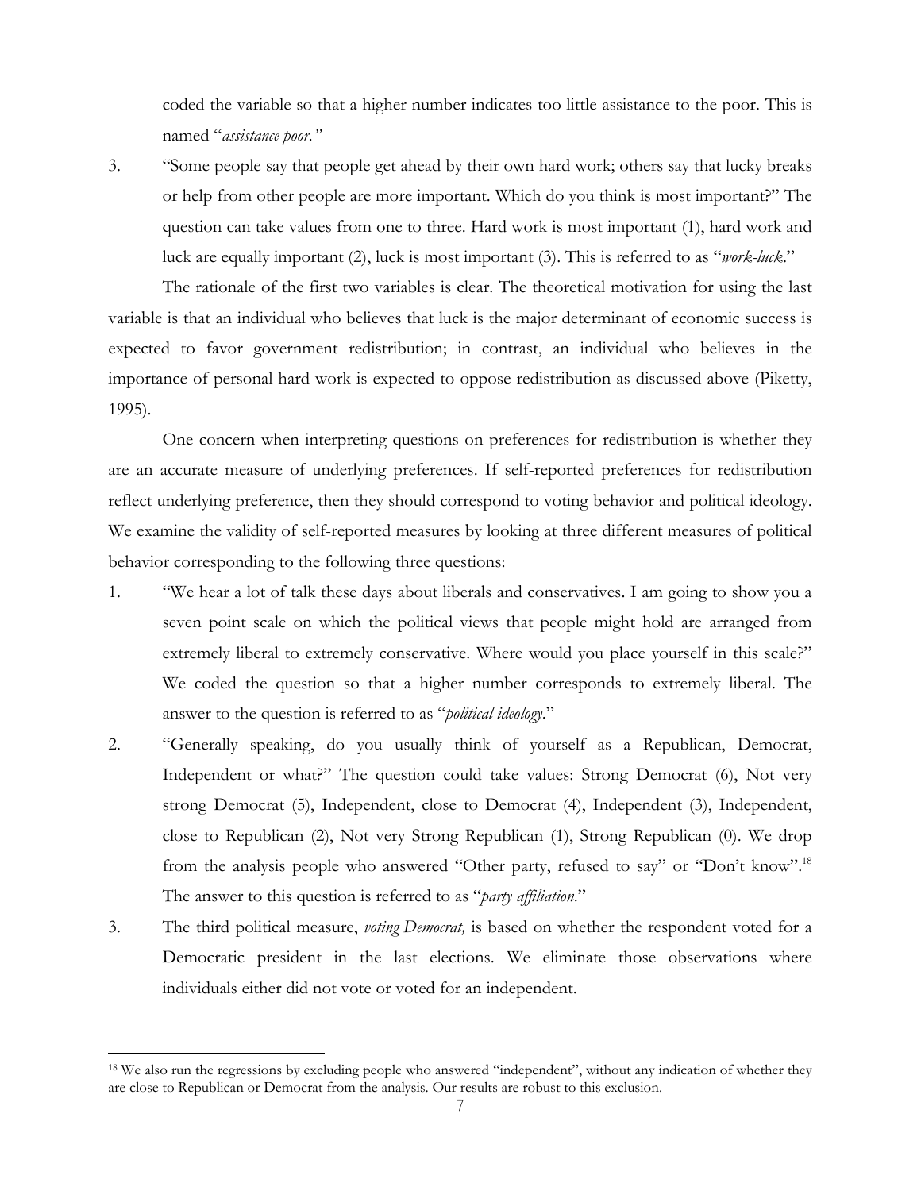coded the variable so that a higher number indicates too little assistance to the poor. This is named "*assistance poor.*"

3. "Some people say that people get ahead by their own hard work; others say that lucky breaks or help from other people are more important. Which do you think is most important?" The question can take values from one to three. Hard work is most important (1), hard work and luck are equally important (2), luck is most important (3). This is referred to as "*work-luck*."

The rationale of the first two variables is clear. The theoretical motivation for using the last variable is that an individual who believes that luck is the major determinant of economic success is expected to favor government redistribution; in contrast, an individual who believes in the importance of personal hard work is expected to oppose redistribution as discussed above (Piketty, 1995).

One concern when interpreting questions on preferences for redistribution is whether they are an accurate measure of underlying preferences. If self-reported preferences for redistribution reflect underlying preference, then they should correspond to voting behavior and political ideology. We examine the validity of self-reported measures by looking at three different measures of political behavior corresponding to the following three questions:

1. "We hear a lot of talk these days about liberals and conservatives. I am going to show you a seven point scale on which the political views that people might hold are arranged from extremely liberal to extremely conservative. Where would you place yourself in this scale?" We coded the question so that a higher number corresponds to extremely liberal. The answer to the question is referred to as "*political ideology*."
2. "Generally speaking, do you usually think of yourself as a Republican, Democrat, Independent or what?" The question could take values: Strong Democrat (6), Not very strong Democrat (5), Independent, close to Democrat (4), Independent (3), Independent, close to Republican (2), Not very Strong Republican (1), Strong Republican (0). We drop from the analysis people who answered "Other party, refused to say" or "Don't know".[18] The answer to this question is referred to as "*party affiliation*."
3. The third political measure, *voting Democrat,* is based on whether the respondent voted for a Democratic president in the last elections. We eliminate those observations where individuals either did not vote or voted for an independent.

[18] We also run the regressions by excluding people who answered "independent", without any indication of whether they are close to Republican or Democrat from the analysis. Our results are robust to this exclusion.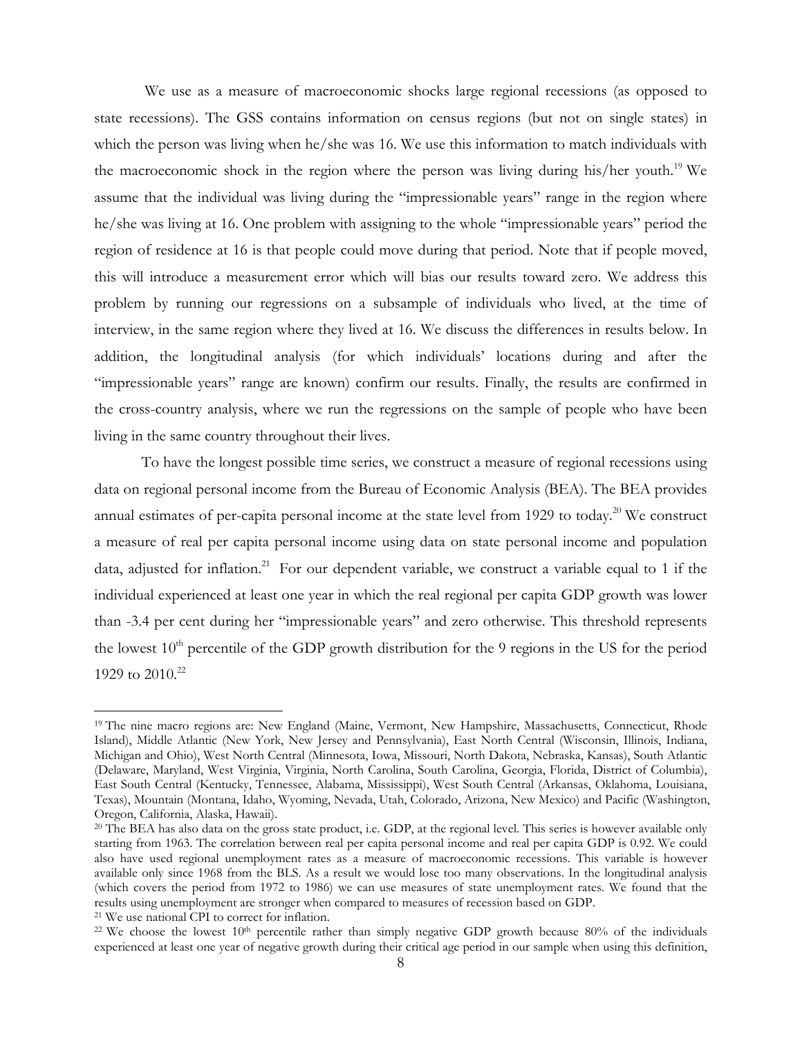We use as a measure of macroeconomic shocks large regional recessions (as opposed to state recessions). The GSS contains information on census regions (but not on single states) in which the person was living when he/she was 16. We use this information to match individuals with the macroeconomic shock in the region where the person was living during his/her youth.[19] We assume that the individual was living during the "impressionable years" range in the region where he/she was living at 16. One problem with assigning to the whole "impressionable years" period the region of residence at 16 is that people could move during that period. Note that if people moved, this will introduce a measurement error which will bias our results toward zero. We address this problem by running our regressions on a subsample of individuals who lived, at the time of interview, in the same region where they lived at 16. We discuss the differences in results below. In addition, the longitudinal analysis (for which individuals' locations during and after the "impressionable years" range are known) confirm our results. Finally, the results are confirmed in the cross-country analysis, where we run the regressions on the sample of people who have been living in the same country throughout their lives.

To have the longest possible time series, we construct a measure of regional recessions using data on regional personal income from the Bureau of Economic Analysis (BEA). The BEA provides annual estimates of per-capita personal income at the state level from 1929 to today.[20] We construct a measure of real per capita personal income using data on state personal income and population data, adjusted for inflation.[21] For our dependent variable, we construct a variable equal to 1 if the individual experienced at least one year in which the real regional per capita GDP growth was lower than -3.4 per cent during her "impressionable years" and zero otherwise. This threshold represents the lowest 10[th] percentile of the GDP growth distribution for the 9 regions in the US for the period 1929 to 2010.[22]

[19] The nine macro regions are: New England (Maine, Vermont, New Hampshire, Massachusetts, Connecticut, Rhode Island), Middle Atlantic (New York, New Jersey and Pennsylvania), East North Central (Wisconsin, Illinois, Indiana, Michigan and Ohio), West North Central (Minnesota, Iowa, Missouri, North Dakota, Nebraska, Kansas), South Atlantic (Delaware, Maryland, West Virginia, Virginia, North Carolina, South Carolina, Georgia, Florida, District of Columbia), East South Central (Kentucky, Tennessee, Alabama, Mississippi), West South Central (Arkansas, Oklahoma, Louisiana, Texas), Mountain (Montana, Idaho, Wyoming, Nevada, Utah, Colorado, Arizona, New Mexico) and Pacific (Washington, Oregon, California, Alaska, Hawaii).

[20] The BEA has also data on the gross state product, i.e. GDP, at the regional level. This series is however available only starting from 1963. The correlation between real per capita personal income and real per capita GDP is 0.92. We could also have used regional unemployment rates as a measure of macroeconomic recessions. This variable is however available only since 1968 from the BLS. As a result we would lose too many observations. In the longitudinal analysis (which covers the period from 1972 to 1986) we can use measures of state unemployment rates. We found that the results using unemployment are stronger when compared to measures of recession based on GDP.

[21] We use national CPI to correct for inflation.

[22] We choose the lowest 10[th] percentile rather than simply negative GDP growth because 80% of the individuals experienced at least one year of negative growth during their critical age period in our sample when using this definition,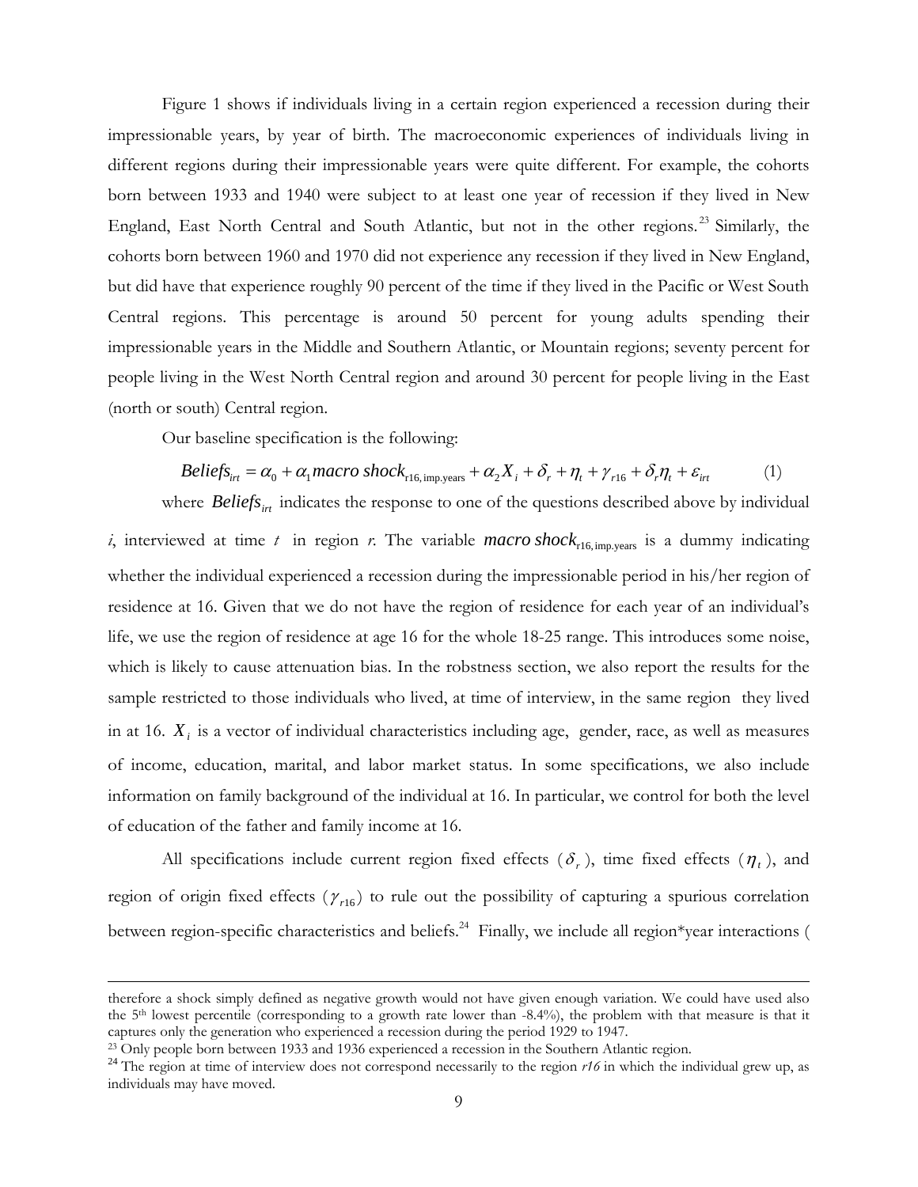Figure 1 shows if individuals living in a certain region experienced a recession during their impressionable years, by year of birth. The macroeconomic experiences of individuals living in different regions during their impressionable years were quite different. For example, the cohorts born between 1933 and 1940 were subject to at least one year of recession if they lived in New England, East North Central and South Atlantic, but not in the other regions.[23] Similarly, the cohorts born between 1960 and 1970 did not experience any recession if they lived in New England, but did have that experience roughly 90 percent of the time if they lived in the Pacific or West South Central regions. This percentage is around 50 percent for young adults spending their impressionable years in the Middle and Southern Atlantic, or Mountain regions; seventy percent for people living in the West North Central region and around 30 percent for people living in the East (north or south) Central region.

Our baseline specification is the following:

$$Beliefs_{irt} = \alpha_0 + \alpha_1 macro\ shock_{r16,\text{imp.years}} + \alpha_2 X_i + \delta_r + \eta_t + \gamma_{r16} + \delta_r \eta_t + \varepsilon_{irt} \qquad (1)$$

where $Beliefs_{irt}$ indicates the response to one of the questions described above by individual $i$, interviewed at time $t$ in region $r$. The variable $macro\ shock_{r16,\text{imp.years}}$ is a dummy indicating whether the individual experienced a recession during the impressionable period in his/her region of residence at 16. Given that we do not have the region of residence for each year of an individual's life, we use the region of residence at age 16 for the whole 18-25 range. This introduces some noise, which is likely to cause attenuation bias. In the robstness section, we also report the results for the sample restricted to those individuals who lived, at time of interview, in the same region they lived in at 16. $X_i$ is a vector of individual characteristics including age, gender, race, as well as measures of income, education, marital, and labor market status. In some specifications, we also include information on family background of the individual at 16. In particular, we control for both the level of education of the father and family income at 16.

All specifications include current region fixed effects ($\delta_r$), time fixed effects ($\eta_t$), and region of origin fixed effects ($\gamma_{r16}$) to rule out the possibility of capturing a spurious correlation between region-specific characteristics and beliefs.[24] Finally, we include all region*year interactions (

---

therefore a shock simply defined as negative growth would not have given enough variation. We could have used also the 5th lowest percentile (corresponding to a growth rate lower than -8.4%), the problem with that measure is that it captures only the generation who experienced a recession during the period 1929 to 1947.

[23] Only people born between 1933 and 1936 experienced a recession in the Southern Atlantic region.

[24] The region at time of interview does not correspond necessarily to the region *r16* in which the individual grew up, as individuals may have moved.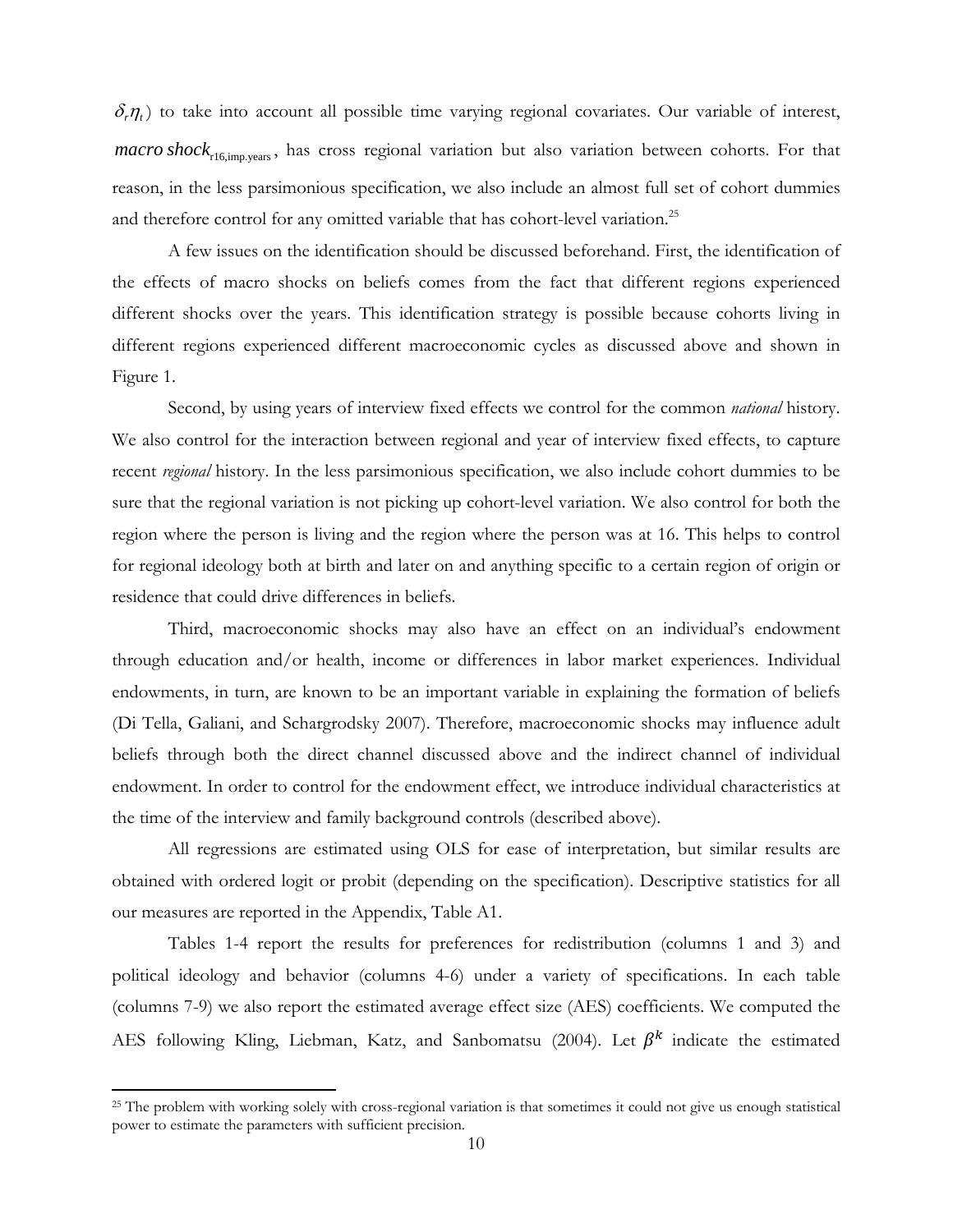$\delta_r \eta_t$) to take into account all possible time varying regional covariates. Our variable of interest, $\textit{macro shock}_{r16,imp.years}$, has cross regional variation but also variation between cohorts. For that reason, in the less parsimonious specification, we also include an almost full set of cohort dummies and therefore control for any omitted variable that has cohort-level variation.[25]

A few issues on the identification should be discussed beforehand. First, the identification of the effects of macro shocks on beliefs comes from the fact that different regions experienced different shocks over the years. This identification strategy is possible because cohorts living in different regions experienced different macroeconomic cycles as discussed above and shown in Figure 1.

Second, by using years of interview fixed effects we control for the common *national* history. We also control for the interaction between regional and year of interview fixed effects, to capture recent *regional* history. In the less parsimonious specification, we also include cohort dummies to be sure that the regional variation is not picking up cohort-level variation. We also control for both the region where the person is living and the region where the person was at 16. This helps to control for regional ideology both at birth and later on and anything specific to a certain region of origin or residence that could drive differences in beliefs.

Third, macroeconomic shocks may also have an effect on an individual's endowment through education and/or health, income or differences in labor market experiences. Individual endowments, in turn, are known to be an important variable in explaining the formation of beliefs (Di Tella, Galiani, and Schargrodsky 2007). Therefore, macroeconomic shocks may influence adult beliefs through both the direct channel discussed above and the indirect channel of individual endowment. In order to control for the endowment effect, we introduce individual characteristics at the time of the interview and family background controls (described above).

All regressions are estimated using OLS for ease of interpretation, but similar results are obtained with ordered logit or probit (depending on the specification). Descriptive statistics for all our measures are reported in the Appendix, Table A1.

Tables 1-4 report the results for preferences for redistribution (columns 1 and 3) and political ideology and behavior (columns 4-6) under a variety of specifications. In each table (columns 7-9) we also report the estimated average effect size (AES) coefficients. We computed the AES following Kling, Liebman, Katz, and Sanbomatsu (2004). Let $\beta^k$ indicate the estimated

[25] The problem with working solely with cross-regional variation is that sometimes it could not give us enough statistical power to estimate the parameters with sufficient precision.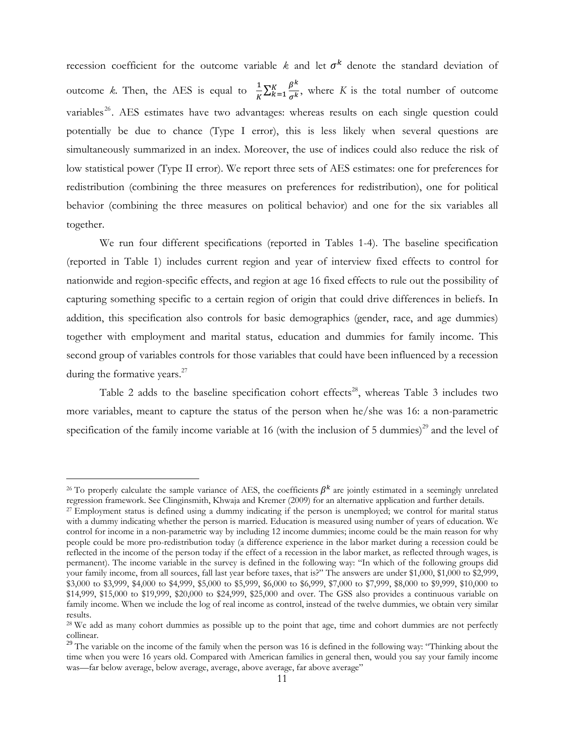recession coefficient for the outcome variable $k$ and let $\sigma^k$ denote the standard deviation of outcome $k$. Then, the AES is equal to $\frac{1}{K}\sum_{k=1}^{K}\frac{\beta^k}{\sigma^k}$, where $K$ is the total number of outcome variables[26]. AES estimates have two advantages: whereas results on each single question could potentially be due to chance (Type I error), this is less likely when several questions are simultaneously summarized in an index. Moreover, the use of indices could also reduce the risk of low statistical power (Type II error). We report three sets of AES estimates: one for preferences for redistribution (combining the three measures on preferences for redistribution), one for political behavior (combining the three measures on political behavior) and one for the six variables all together.

We run four different specifications (reported in Tables 1-4). The baseline specification (reported in Table 1) includes current region and year of interview fixed effects to control for nationwide and region-specific effects, and region at age 16 fixed effects to rule out the possibility of capturing something specific to a certain region of origin that could drive differences in beliefs. In addition, this specification also controls for basic demographics (gender, race, and age dummies) together with employment and marital status, education and dummies for family income. This second group of variables controls for those variables that could have been influenced by a recession during the formative years.[27]

Table 2 adds to the baseline specification cohort effects[28], whereas Table 3 includes two more variables, meant to capture the status of the person when he/she was 16: a non-parametric specification of the family income variable at 16 (with the inclusion of 5 dummies)[29] and the level of

---

[26] To properly calculate the sample variance of AES, the coefficients $\beta^k$ are jointly estimated in a seemingly unrelated regression framework. See Clinginsmith, Khwaja and Kremer (2009) for an alternative application and further details.

[27] Employment status is defined using a dummy indicating if the person is unemployed; we control for marital status with a dummy indicating whether the person is married. Education is measured using number of years of education. We control for income in a non-parametric way by including 12 income dummies; income could be the main reason for why people could be more pro-redistribution today (a difference experience in the labor market during a recession could be reflected in the income of the person today if the effect of a recession in the labor market, as reflected through wages, is permanent). The income variable in the survey is defined in the following way: "In which of the following groups did your family income, from all sources, fall last year before taxes, that is?" The answers are under \$1,000, \$1,000 to \$2,999, \$3,000 to \$3,999, \$4,000 to \$4,999, \$5,000 to \$5,999, \$6,000 to \$6,999, \$7,000 to \$7,999, \$8,000 to \$9,999, \$10,000 to \$14,999, \$15,000 to \$19,999, \$20,000 to \$24,999, \$25,000 and over. The GSS also provides a continuous variable on family income. When we include the log of real income as control, instead of the twelve dummies, we obtain very similar results.

[28] We add as many cohort dummies as possible up to the point that age, time and cohort dummies are not perfectly collinear.

[29] The variable on the income of the family when the person was 16 is defined in the following way: "Thinking about the time when you were 16 years old. Compared with American families in general then, would you say your family income was—far below average, below average, average, above average, far above average"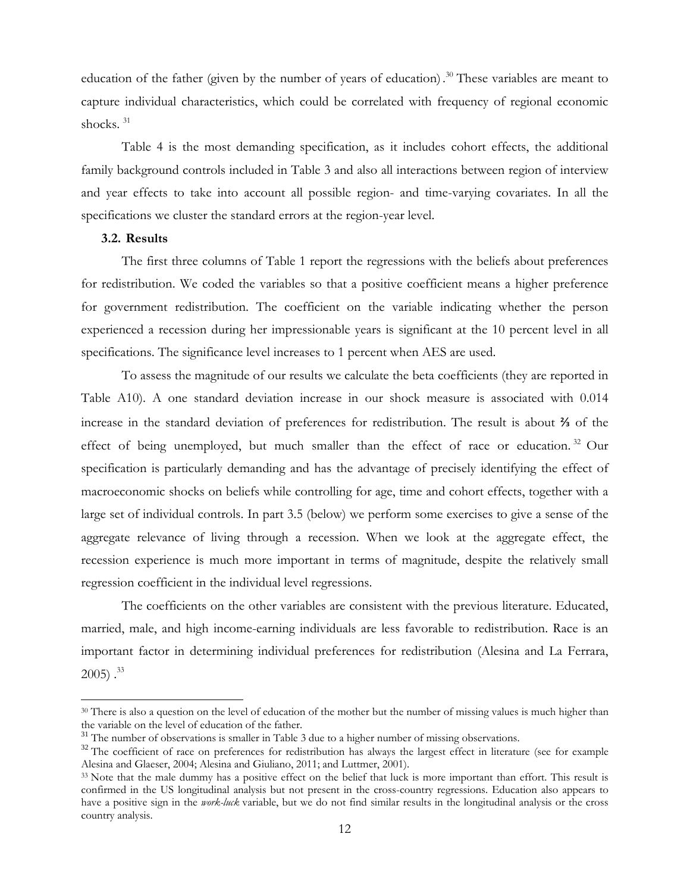education of the father (given by the number of years of education).[30] These variables are meant to capture individual characteristics, which could be correlated with frequency of regional economic shocks.[31]

Table 4 is the most demanding specification, as it includes cohort effects, the additional family background controls included in Table 3 and also all interactions between region of interview and year effects to take into account all possible region- and time-varying covariates. In all the specifications we cluster the standard errors at the region-year level.

### 3.2. Results

The first three columns of Table 1 report the regressions with the beliefs about preferences for redistribution. We coded the variables so that a positive coefficient means a higher preference for government redistribution. The coefficient on the variable indicating whether the person experienced a recession during her impressionable years is significant at the 10 percent level in all specifications. The significance level increases to 1 percent when AES are used.

To assess the magnitude of our results we calculate the beta coefficients (they are reported in Table A10). A one standard deviation increase in our shock measure is associated with 0.014 increase in the standard deviation of preferences for redistribution. The result is about ⅔ of the effect of being unemployed, but much smaller than the effect of race or education.[32] Our specification is particularly demanding and has the advantage of precisely identifying the effect of macroeconomic shocks on beliefs while controlling for age, time and cohort effects, together with a large set of individual controls. In part 3.5 (below) we perform some exercises to give a sense of the aggregate relevance of living through a recession. When we look at the aggregate effect, the recession experience is much more important in terms of magnitude, despite the relatively small regression coefficient in the individual level regressions.

The coefficients on the other variables are consistent with the previous literature. Educated, married, male, and high income-earning individuals are less favorable to redistribution. Race is an important factor in determining individual preferences for redistribution (Alesina and La Ferrara, 2005).[33]

---

[30] There is also a question on the level of education of the mother but the number of missing values is much higher than the variable on the level of education of the father.

[31] The number of observations is smaller in Table 3 due to a higher number of missing observations.

[32] The coefficient of race on preferences for redistribution has always the largest effect in literature (see for example Alesina and Glaeser, 2004; Alesina and Giuliano, 2011; and Luttmer, 2001).

[33] Note that the male dummy has a positive effect on the belief that luck is more important than effort. This result is confirmed in the US longitudinal analysis but not present in the cross-country regressions. Education also appears to have a positive sign in the *work-luck* variable, but we do not find similar results in the longitudinal analysis or the cross country analysis.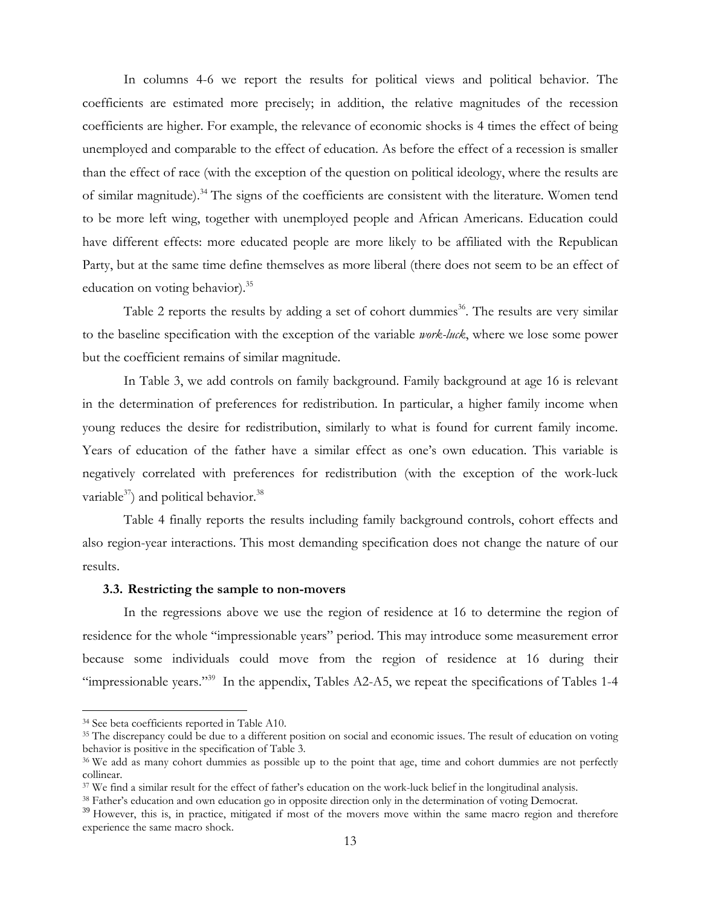In columns 4-6 we report the results for political views and political behavior. The coefficients are estimated more precisely; in addition, the relative magnitudes of the recession coefficients are higher. For example, the relevance of economic shocks is 4 times the effect of being unemployed and comparable to the effect of education. As before the effect of a recession is smaller than the effect of race (with the exception of the question on political ideology, where the results are of similar magnitude).[34] The signs of the coefficients are consistent with the literature. Women tend to be more left wing, together with unemployed people and African Americans. Education could have different effects: more educated people are more likely to be affiliated with the Republican Party, but at the same time define themselves as more liberal (there does not seem to be an effect of education on voting behavior).[35]

Table 2 reports the results by adding a set of cohort dummies[36]. The results are very similar to the baseline specification with the exception of the variable *work-luck*, where we lose some power but the coefficient remains of similar magnitude.

In Table 3, we add controls on family background. Family background at age 16 is relevant in the determination of preferences for redistribution. In particular, a higher family income when young reduces the desire for redistribution, similarly to what is found for current family income. Years of education of the father have a similar effect as one's own education. This variable is negatively correlated with preferences for redistribution (with the exception of the work-luck variable[37]) and political behavior.[38]

Table 4 finally reports the results including family background controls, cohort effects and also region-year interactions. This most demanding specification does not change the nature of our results.

### 3.3. Restricting the sample to non-movers

In the regressions above we use the region of residence at 16 to determine the region of residence for the whole "impressionable years" period. This may introduce some measurement error because some individuals could move from the region of residence at 16 during their "impressionable years."[39] In the appendix, Tables A2-A5, we repeat the specifications of Tables 1-4

---

[34] See beta coefficients reported in Table A10.

[35] The discrepancy could be due to a different position on social and economic issues. The result of education on voting behavior is positive in the specification of Table 3.

[36] We add as many cohort dummies as possible up to the point that age, time and cohort dummies are not perfectly collinear.

[37] We find a similar result for the effect of father's education on the work-luck belief in the longitudinal analysis.

[38] Father's education and own education go in opposite direction only in the determination of voting Democrat.

[39] However, this is, in practice, mitigated if most of the movers move within the same macro region and therefore experience the same macro shock.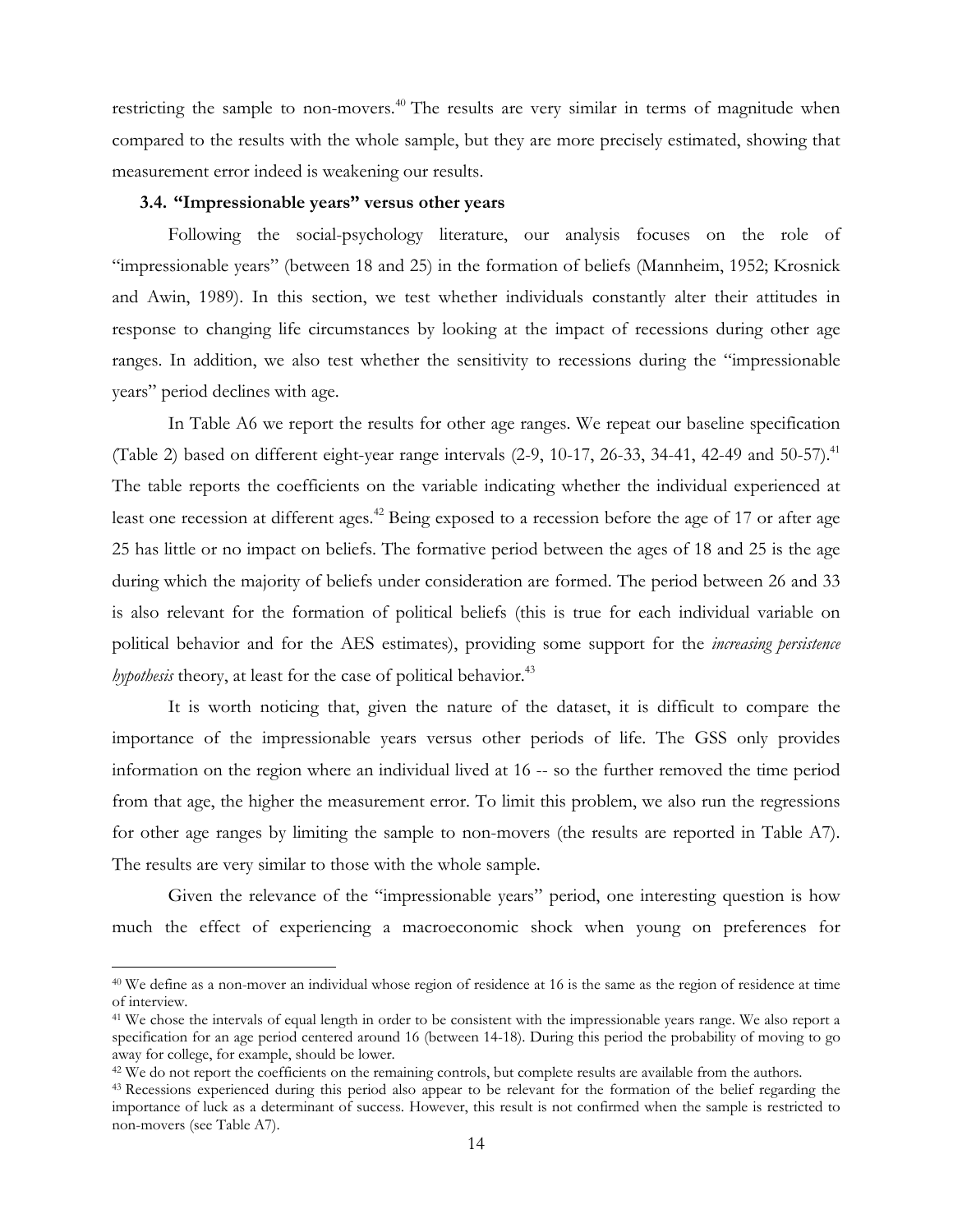restricting the sample to non-movers.[40] The results are very similar in terms of magnitude when compared to the results with the whole sample, but they are more precisely estimated, showing that measurement error indeed is weakening our results.

### 3.4. "Impressionable years" versus other years

Following the social-psychology literature, our analysis focuses on the role of "impressionable years" (between 18 and 25) in the formation of beliefs (Mannheim, 1952; Krosnick and Awin, 1989). In this section, we test whether individuals constantly alter their attitudes in response to changing life circumstances by looking at the impact of recessions during other age ranges. In addition, we also test whether the sensitivity to recessions during the "impressionable years" period declines with age.

In Table A6 we report the results for other age ranges. We repeat our baseline specification (Table 2) based on different eight-year range intervals (2-9, 10-17, 26-33, 34-41, 42-49 and 50-57).[41] The table reports the coefficients on the variable indicating whether the individual experienced at least one recession at different ages.[42] Being exposed to a recession before the age of 17 or after age 25 has little or no impact on beliefs. The formative period between the ages of 18 and 25 is the age during which the majority of beliefs under consideration are formed. The period between 26 and 33 is also relevant for the formation of political beliefs (this is true for each individual variable on political behavior and for the AES estimates), providing some support for the *increasing persistence hypothesis* theory, at least for the case of political behavior.[43]

It is worth noticing that, given the nature of the dataset, it is difficult to compare the importance of the impressionable years versus other periods of life. The GSS only provides information on the region where an individual lived at 16 -- so the further removed the time period from that age, the higher the measurement error. To limit this problem, we also run the regressions for other age ranges by limiting the sample to non-movers (the results are reported in Table A7). The results are very similar to those with the whole sample.

Given the relevance of the "impressionable years" period, one interesting question is how much the effect of experiencing a macroeconomic shock when young on preferences for

---

[40] We define as a non-mover an individual whose region of residence at 16 is the same as the region of residence at time of interview.

[41] We chose the intervals of equal length in order to be consistent with the impressionable years range. We also report a specification for an age period centered around 16 (between 14-18). During this period the probability of moving to go away for college, for example, should be lower.

[42] We do not report the coefficients on the remaining controls, but complete results are available from the authors.

[43] Recessions experienced during this period also appear to be relevant for the formation of the belief regarding the importance of luck as a determinant of success. However, this result is not confirmed when the sample is restricted to non-movers (see Table A7).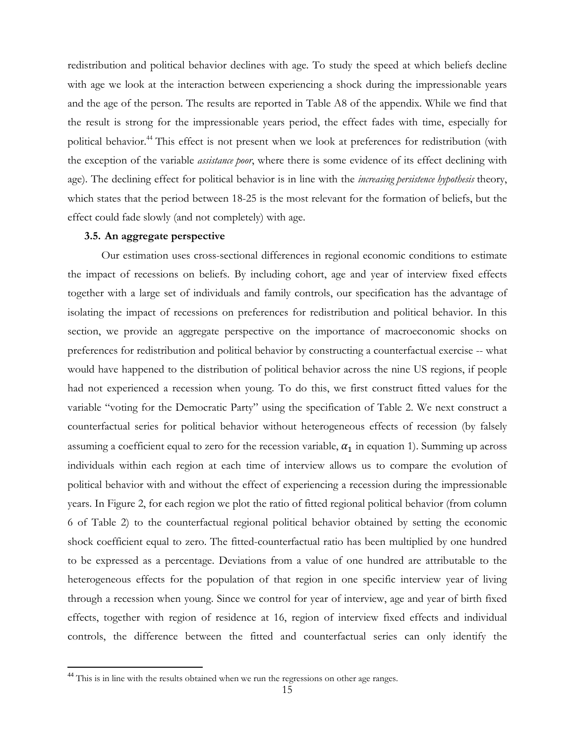redistribution and political behavior declines with age. To study the speed at which beliefs decline with age we look at the interaction between experiencing a shock during the impressionable years and the age of the person. The results are reported in Table A8 of the appendix. While we find that the result is strong for the impressionable years period, the effect fades with time, especially for political behavior.[44] This effect is not present when we look at preferences for redistribution (with the exception of the variable *assistance poor*, where there is some evidence of its effect declining with age). The declining effect for political behavior is in line with the *increasing persistence hypothesis* theory, which states that the period between 18-25 is the most relevant for the formation of beliefs, but the effect could fade slowly (and not completely) with age.

### 3.5. An aggregate perspective

Our estimation uses cross-sectional differences in regional economic conditions to estimate the impact of recessions on beliefs. By including cohort, age and year of interview fixed effects together with a large set of individuals and family controls, our specification has the advantage of isolating the impact of recessions on preferences for redistribution and political behavior. In this section, we provide an aggregate perspective on the importance of macroeconomic shocks on preferences for redistribution and political behavior by constructing a counterfactual exercise -- what would have happened to the distribution of political behavior across the nine US regions, if people had not experienced a recession when young. To do this, we first construct fitted values for the variable "voting for the Democratic Party" using the specification of Table 2. We next construct a counterfactual series for political behavior without heterogeneous effects of recession (by falsely assuming a coefficient equal to zero for the recession variable, $\alpha_1$ in equation 1). Summing up across individuals within each region at each time of interview allows us to compare the evolution of political behavior with and without the effect of experiencing a recession during the impressionable years. In Figure 2, for each region we plot the ratio of fitted regional political behavior (from column 6 of Table 2) to the counterfactual regional political behavior obtained by setting the economic shock coefficient equal to zero. The fitted-counterfactual ratio has been multiplied by one hundred to be expressed as a percentage. Deviations from a value of one hundred are attributable to the heterogeneous effects for the population of that region in one specific interview year of living through a recession when young. Since we control for year of interview, age and year of birth fixed effects, together with region of residence at 16, region of interview fixed effects and individual controls, the difference between the fitted and counterfactual series can only identify the

[44] This is in line with the results obtained when we run the regressions on other age ranges.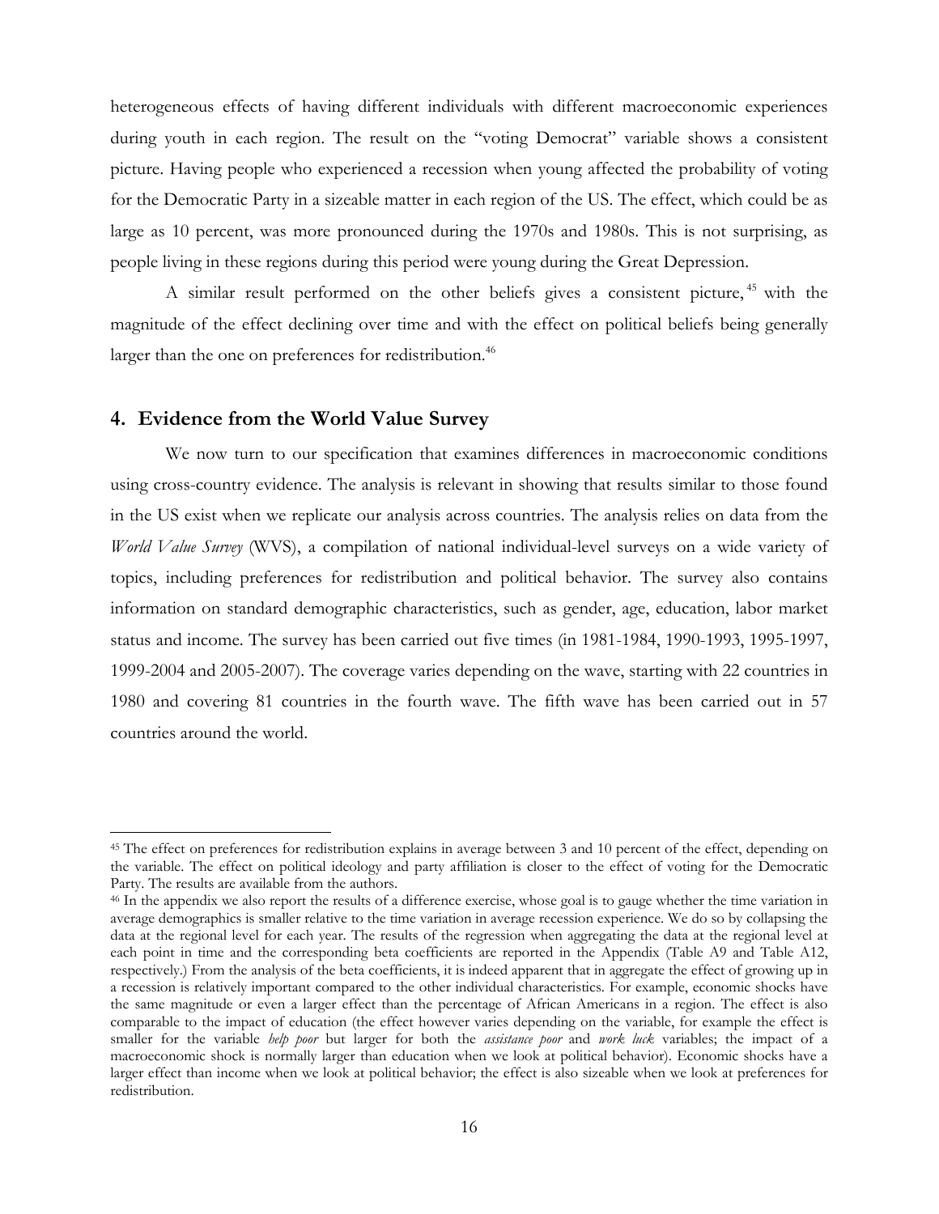heterogeneous effects of having different individuals with different macroeconomic experiences during youth in each region. The result on the "voting Democrat" variable shows a consistent picture. Having people who experienced a recession when young affected the probability of voting for the Democratic Party in a sizeable matter in each region of the US. The effect, which could be as large as 10 percent, was more pronounced during the 1970s and 1980s. This is not surprising, as people living in these regions during this period were young during the Great Depression.

A similar result performed on the other beliefs gives a consistent picture,[45] with the magnitude of the effect declining over time and with the effect on political beliefs being generally larger than the one on preferences for redistribution.[46]

## 4. Evidence from the World Value Survey

We now turn to our specification that examines differences in macroeconomic conditions using cross-country evidence. The analysis is relevant in showing that results similar to those found in the US exist when we replicate our analysis across countries. The analysis relies on data from the *World Value Survey* (WVS), a compilation of national individual-level surveys on a wide variety of topics, including preferences for redistribution and political behavior. The survey also contains information on standard demographic characteristics, such as gender, age, education, labor market status and income. The survey has been carried out five times (in 1981-1984, 1990-1993, 1995-1997, 1999-2004 and 2005-2007). The coverage varies depending on the wave, starting with 22 countries in 1980 and covering 81 countries in the fourth wave. The fifth wave has been carried out in 57 countries around the world.

---

[45] The effect on preferences for redistribution explains in average between 3 and 10 percent of the effect, depending on the variable. The effect on political ideology and party affiliation is closer to the effect of voting for the Democratic Party. The results are available from the authors.

[46] In the appendix we also report the results of a difference exercise, whose goal is to gauge whether the time variation in average demographics is smaller relative to the time variation in average recession experience. We do so by collapsing the data at the regional level for each year. The results of the regression when aggregating the data at the regional level at each point in time and the corresponding beta coefficients are reported in the Appendix (Table A9 and Table A12, respectively.) From the analysis of the beta coefficients, it is indeed apparent that in aggregate the effect of growing up in a recession is relatively important compared to the other individual characteristics. For example, economic shocks have the same magnitude or even a larger effect than the percentage of African Americans in a region. The effect is also comparable to the impact of education (the effect however varies depending on the variable, for example the effect is smaller for the variable *help poor* but larger for both the *assistance poor* and *work luck* variables; the impact of a macroeconomic shock is normally larger than education when we look at political behavior). Economic shocks have a larger effect than income when we look at political behavior; the effect is also sizeable when we look at preferences for redistribution.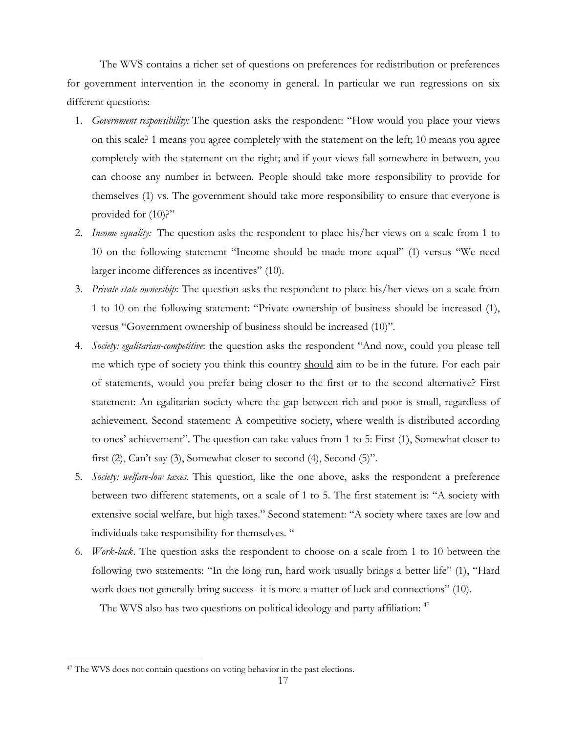The WVS contains a richer set of questions on preferences for redistribution or preferences for government intervention in the economy in general. In particular we run regressions on six different questions:

1. *Government responsibility:* The question asks the respondent: "How would you place your views on this scale? 1 means you agree completely with the statement on the left; 10 means you agree completely with the statement on the right; and if your views fall somewhere in between, you can choose any number in between. People should take more responsibility to provide for themselves (1) vs. The government should take more responsibility to ensure that everyone is provided for (10)?"
2. *Income equality:* The question asks the respondent to place his/her views on a scale from 1 to 10 on the following statement "Income should be made more equal" (1) versus "We need larger income differences as incentives" (10).
3. *Private-state ownership*: The question asks the respondent to place his/her views on a scale from 1 to 10 on the following statement: "Private ownership of business should be increased (1), versus "Government ownership of business should be increased (10)".
4. *Society: egalitarian-competitive*: the question asks the respondent "And now, could you please tell me which type of society you think this country <u>should</u> aim to be in the future. For each pair of statements, would you prefer being closer to the first or to the second alternative? First statement: An egalitarian society where the gap between rich and poor is small, regardless of achievement. Second statement: A competitive society, where wealth is distributed according to ones' achievement". The question can take values from 1 to 5: First (1), Somewhat closer to first (2), Can't say (3), Somewhat closer to second (4), Second (5)".
5. *Society: welfare-low taxes.* This question, like the one above, asks the respondent a preference between two different statements, on a scale of 1 to 5. The first statement is: "A society with extensive social welfare, but high taxes." Second statement: "A society where taxes are low and individuals take responsibility for themselves. "
6. *Work-luck.* The question asks the respondent to choose on a scale from 1 to 10 between the following two statements: "In the long run, hard work usually brings a better life" (1), "Hard work does not generally bring success- it is more a matter of luck and connections" (10).

The WVS also has two questions on political ideology and party affiliation: [47]

[47] The WVS does not contain questions on voting behavior in the past elections.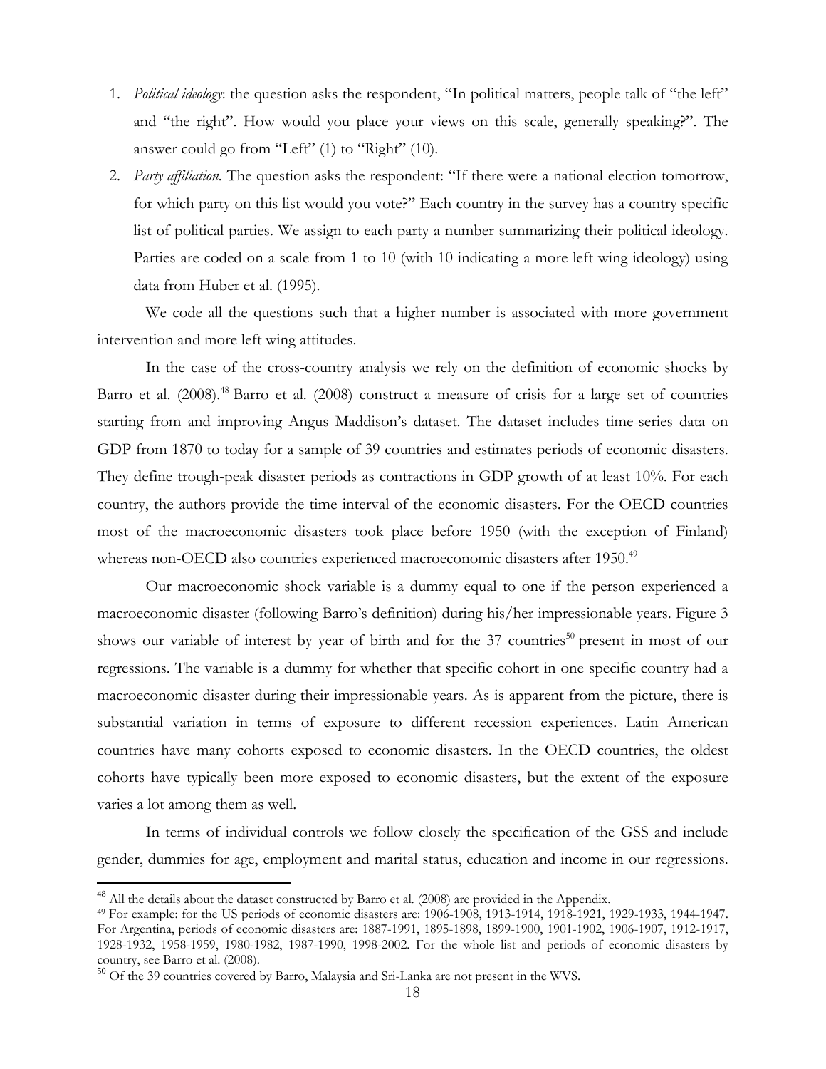1. *Political ideology*: the question asks the respondent, "In political matters, people talk of "the left" and "the right". How would you place your views on this scale, generally speaking?". The answer could go from "Left" (1) to "Right" (10).
2. *Party affiliation*. The question asks the respondent: "If there were a national election tomorrow, for which party on this list would you vote?" Each country in the survey has a country specific list of political parties. We assign to each party a number summarizing their political ideology. Parties are coded on a scale from 1 to 10 (with 10 indicating a more left wing ideology) using data from Huber et al. (1995).

We code all the questions such that a higher number is associated with more government intervention and more left wing attitudes.

In the case of the cross-country analysis we rely on the definition of economic shocks by Barro et al. (2008).[48] Barro et al. (2008) construct a measure of crisis for a large set of countries starting from and improving Angus Maddison's dataset. The dataset includes time-series data on GDP from 1870 to today for a sample of 39 countries and estimates periods of economic disasters. They define trough-peak disaster periods as contractions in GDP growth of at least 10%. For each country, the authors provide the time interval of the economic disasters. For the OECD countries most of the macroeconomic disasters took place before 1950 (with the exception of Finland) whereas non-OECD also countries experienced macroeconomic disasters after 1950.[49]

Our macroeconomic shock variable is a dummy equal to one if the person experienced a macroeconomic disaster (following Barro's definition) during his/her impressionable years. Figure 3 shows our variable of interest by year of birth and for the 37 countries[50] present in most of our regressions. The variable is a dummy for whether that specific cohort in one specific country had a macroeconomic disaster during their impressionable years. As is apparent from the picture, there is substantial variation in terms of exposure to different recession experiences. Latin American countries have many cohorts exposed to economic disasters. In the OECD countries, the oldest cohorts have typically been more exposed to economic disasters, but the extent of the exposure varies a lot among them as well.

In terms of individual controls we follow closely the specification of the GSS and include gender, dummies for age, employment and marital status, education and income in our regressions.

---

[48] All the details about the dataset constructed by Barro et al. (2008) are provided in the Appendix.

[49] For example: for the US periods of economic disasters are: 1906-1908, 1913-1914, 1918-1921, 1929-1933, 1944-1947. For Argentina, periods of economic disasters are: 1887-1991, 1895-1898, 1899-1900, 1901-1902, 1906-1907, 1912-1917, 1928-1932, 1958-1959, 1980-1982, 1987-1990, 1998-2002. For the whole list and periods of economic disasters by country, see Barro et al. (2008).

[50] Of the 39 countries covered by Barro, Malaysia and Sri-Lanka are not present in the WVS.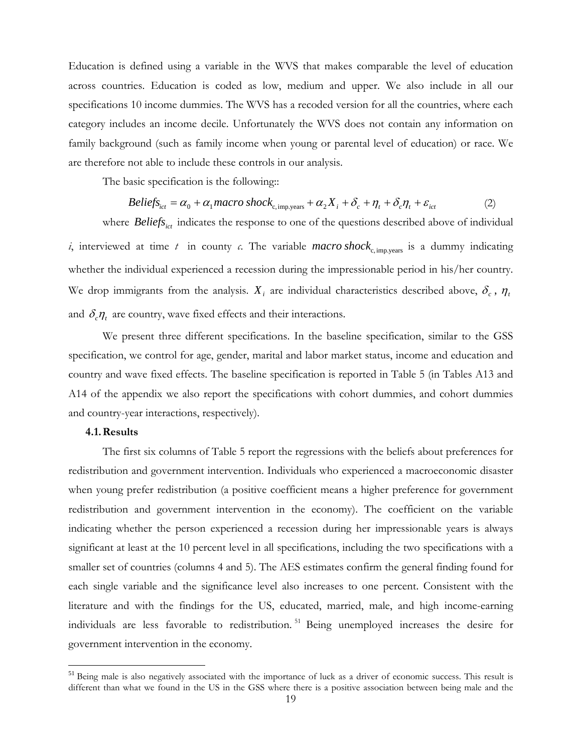Education is defined using a variable in the WVS that makes comparable the level of education across countries. Education is coded as low, medium and upper. We also include in all our specifications 10 income dummies. The WVS has a recoded version for all the countries, where each category includes an income decile. Unfortunately the WVS does not contain any information on family background (such as family income when young or parental level of education) or race. We are therefore not able to include these controls in our analysis.

The basic specification is the following::

$$Beliefs_{ict} = \alpha_0 + \alpha_1 macro\ shock_{c,\text{imp.years}} + \alpha_2 X_i + \delta_c + \eta_t + \delta_c \eta_t + \varepsilon_{ict} \qquad (2)$$

where $Beliefs_{ict}$ indicates the response to one of the questions described above of individual $i$, interviewed at time $t$ in county $c$. The variable $macro\ shock_{c,\text{imp.years}}$ is a dummy indicating whether the individual experienced a recession during the impressionable period in his/her country. We drop immigrants from the analysis. $X_i$ are individual characteristics described above, $\delta_c$, $\eta_t$ and $\delta_c \eta_t$ are country, wave fixed effects and their interactions.

We present three different specifications. In the baseline specification, similar to the GSS specification, we control for age, gender, marital and labor market status, income and education and country and wave fixed effects. The baseline specification is reported in Table 5 (in Tables A13 and A14 of the appendix we also report the specifications with cohort dummies, and cohort dummies and country-year interactions, respectively).

### 4.1. Results

The first six columns of Table 5 report the regressions with the beliefs about preferences for redistribution and government intervention. Individuals who experienced a macroeconomic disaster when young prefer redistribution (a positive coefficient means a higher preference for government redistribution and government intervention in the economy). The coefficient on the variable indicating whether the person experienced a recession during her impressionable years is always significant at least at the 10 percent level in all specifications, including the two specifications with a smaller set of countries (columns 4 and 5). The AES estimates confirm the general finding found for each single variable and the significance level also increases to one percent. Consistent with the literature and with the findings for the US, educated, married, male, and high income-earning individuals are less favorable to redistribution.[51] Being unemployed increases the desire for government intervention in the economy.

[51] Being male is also negatively associated with the importance of luck as a driver of economic success. This result is different than what we found in the US in the GSS where there is a positive association between being male and the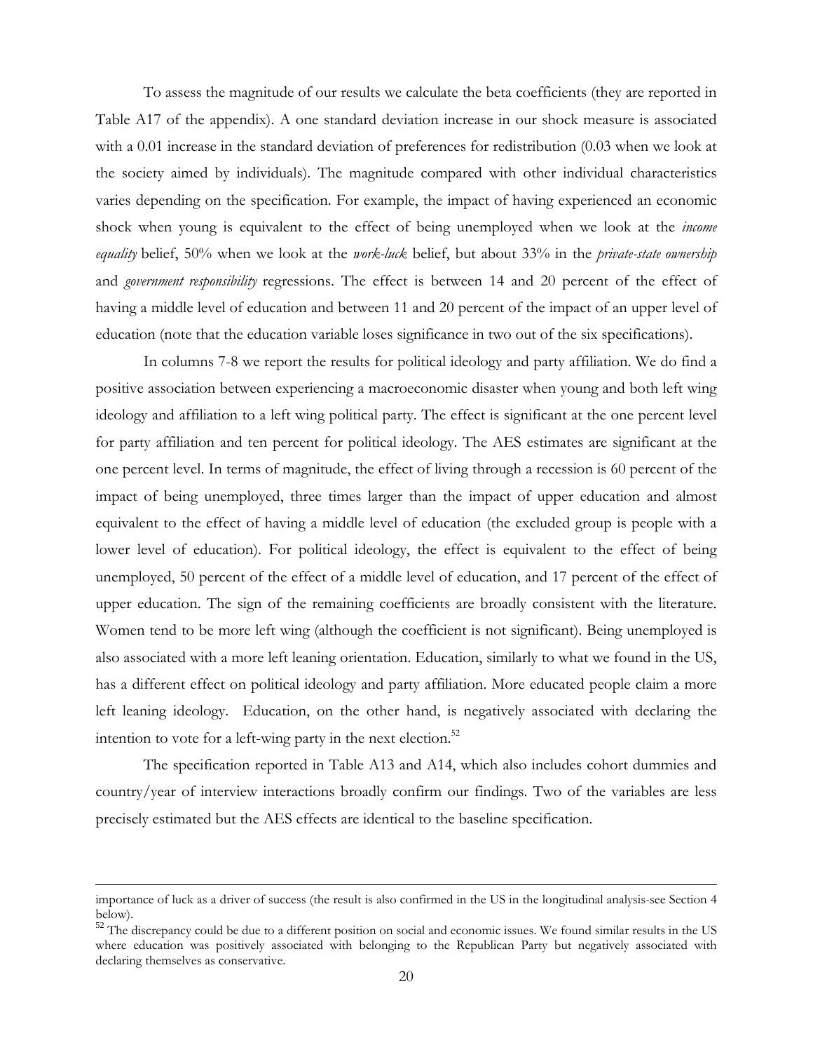To assess the magnitude of our results we calculate the beta coefficients (they are reported in Table A17 of the appendix). A one standard deviation increase in our shock measure is associated with a 0.01 increase in the standard deviation of preferences for redistribution (0.03 when we look at the society aimed by individuals). The magnitude compared with other individual characteristics varies depending on the specification. For example, the impact of having experienced an economic shock when young is equivalent to the effect of being unemployed when we look at the *income equality* belief, 50% when we look at the *work-luck* belief, but about 33% in the *private-state ownership* and *government responsibility* regressions. The effect is between 14 and 20 percent of the effect of having a middle level of education and between 11 and 20 percent of the impact of an upper level of education (note that the education variable loses significance in two out of the six specifications).

In columns 7-8 we report the results for political ideology and party affiliation. We do find a positive association between experiencing a macroeconomic disaster when young and both left wing ideology and affiliation to a left wing political party. The effect is significant at the one percent level for party affiliation and ten percent for political ideology. The AES estimates are significant at the one percent level. In terms of magnitude, the effect of living through a recession is 60 percent of the impact of being unemployed, three times larger than the impact of upper education and almost equivalent to the effect of having a middle level of education (the excluded group is people with a lower level of education). For political ideology, the effect is equivalent to the effect of being unemployed, 50 percent of the effect of a middle level of education, and 17 percent of the effect of upper education. The sign of the remaining coefficients are broadly consistent with the literature. Women tend to be more left wing (although the coefficient is not significant). Being unemployed is also associated with a more left leaning orientation. Education, similarly to what we found in the US, has a different effect on political ideology and party affiliation. More educated people claim a more left leaning ideology. Education, on the other hand, is negatively associated with declaring the intention to vote for a left-wing party in the next election.[52]

The specification reported in Table A13 and A14, which also includes cohort dummies and country/year of interview interactions broadly confirm our findings. Two of the variables are less precisely estimated but the AES effects are identical to the baseline specification.

---

importance of luck as a driver of success (the result is also confirmed in the US in the longitudinal analysis-see Section 4 below).

[52] The discrepancy could be due to a different position on social and economic issues. We found similar results in the US where education was positively associated with belonging to the Republican Party but negatively associated with declaring themselves as conservative.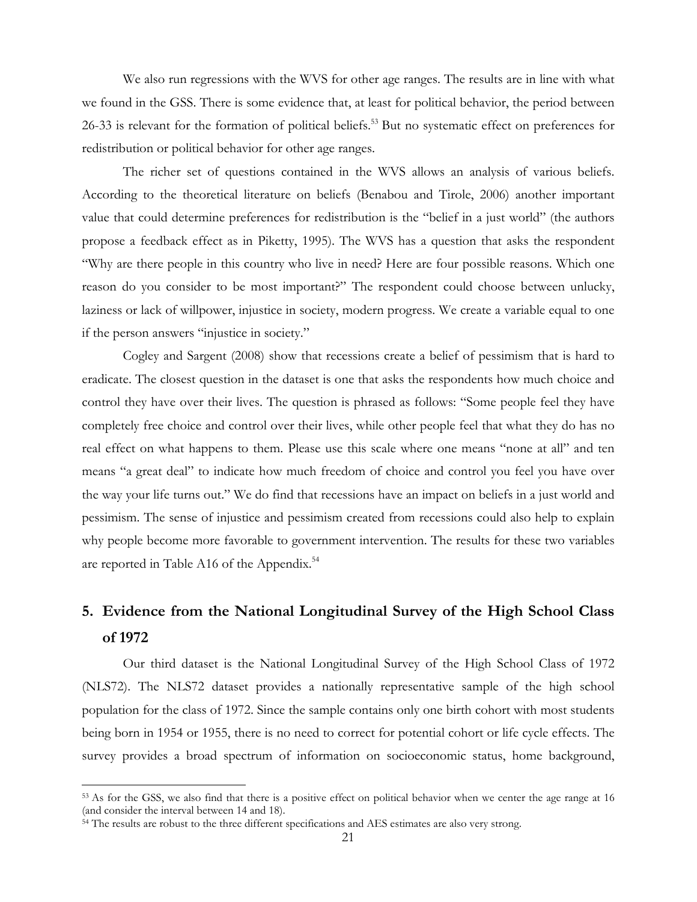We also run regressions with the WVS for other age ranges. The results are in line with what we found in the GSS. There is some evidence that, at least for political behavior, the period between 26-33 is relevant for the formation of political beliefs.[53] But no systematic effect on preferences for redistribution or political behavior for other age ranges.

The richer set of questions contained in the WVS allows an analysis of various beliefs. According to the theoretical literature on beliefs (Benabou and Tirole, 2006) another important value that could determine preferences for redistribution is the "belief in a just world" (the authors propose a feedback effect as in Piketty, 1995). The WVS has a question that asks the respondent "Why are there people in this country who live in need? Here are four possible reasons. Which one reason do you consider to be most important?" The respondent could choose between unlucky, laziness or lack of willpower, injustice in society, modern progress. We create a variable equal to one if the person answers "injustice in society."

Cogley and Sargent (2008) show that recessions create a belief of pessimism that is hard to eradicate. The closest question in the dataset is one that asks the respondents how much choice and control they have over their lives. The question is phrased as follows: "Some people feel they have completely free choice and control over their lives, while other people feel that what they do has no real effect on what happens to them. Please use this scale where one means "none at all" and ten means "a great deal" to indicate how much freedom of choice and control you feel you have over the way your life turns out." We do find that recessions have an impact on beliefs in a just world and pessimism. The sense of injustice and pessimism created from recessions could also help to explain why people become more favorable to government intervention. The results for these two variables are reported in Table A16 of the Appendix.[54]

## 5. Evidence from the National Longitudinal Survey of the High School Class of 1972

Our third dataset is the National Longitudinal Survey of the High School Class of 1972 (NLS72). The NLS72 dataset provides a nationally representative sample of the high school population for the class of 1972. Since the sample contains only one birth cohort with most students being born in 1954 or 1955, there is no need to correct for potential cohort or life cycle effects. The survey provides a broad spectrum of information on socioeconomic status, home background,

[53] As for the GSS, we also find that there is a positive effect on political behavior when we center the age range at 16 (and consider the interval between 14 and 18).

[54] The results are robust to the three different specifications and AES estimates are also very strong.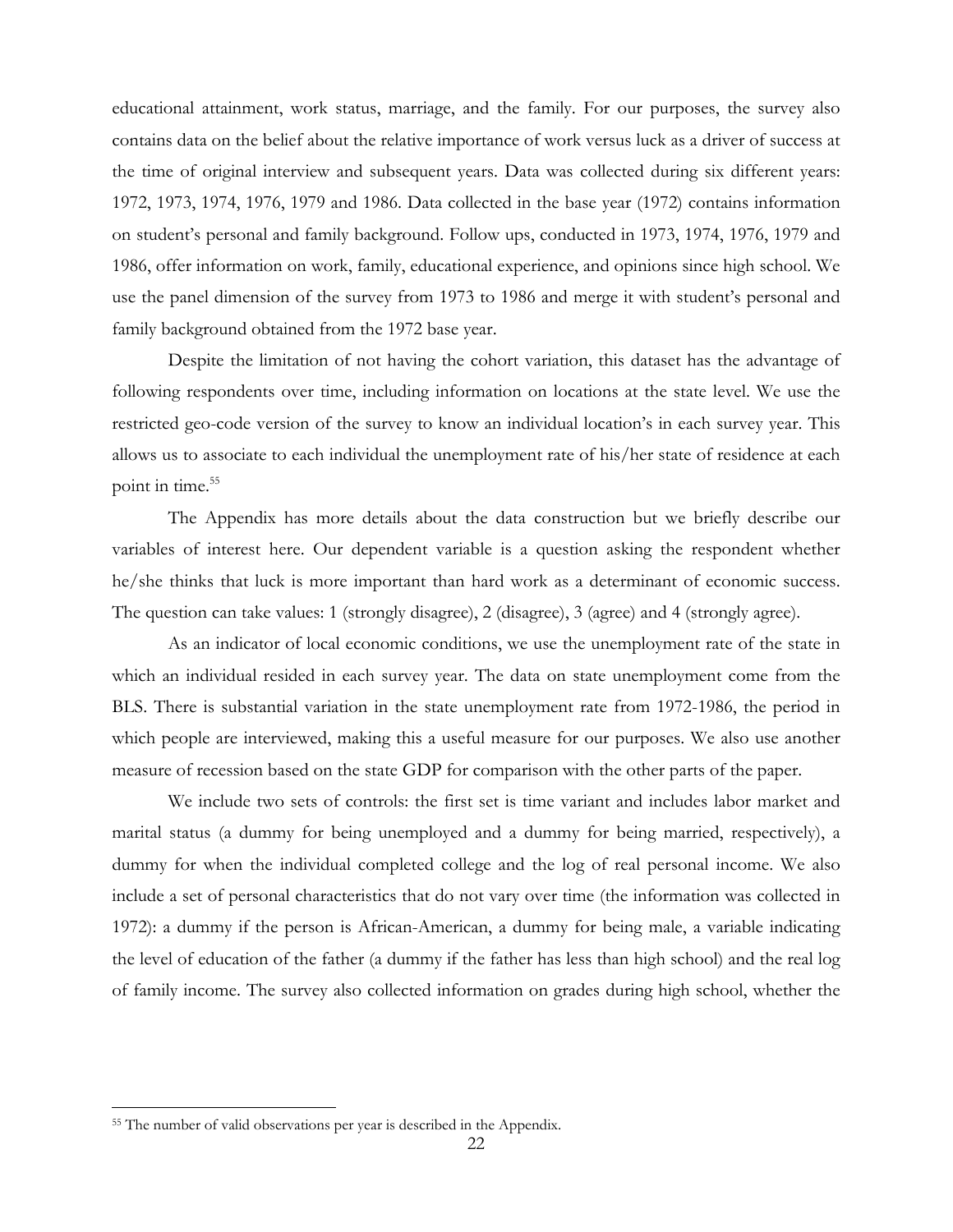educational attainment, work status, marriage, and the family. For our purposes, the survey also contains data on the belief about the relative importance of work versus luck as a driver of success at the time of original interview and subsequent years. Data was collected during six different years: 1972, 1973, 1974, 1976, 1979 and 1986. Data collected in the base year (1972) contains information on student's personal and family background. Follow ups, conducted in 1973, 1974, 1976, 1979 and 1986, offer information on work, family, educational experience, and opinions since high school. We use the panel dimension of the survey from 1973 to 1986 and merge it with student's personal and family background obtained from the 1972 base year.

Despite the limitation of not having the cohort variation, this dataset has the advantage of following respondents over time, including information on locations at the state level. We use the restricted geo-code version of the survey to know an individual location's in each survey year. This allows us to associate to each individual the unemployment rate of his/her state of residence at each point in time.[55]

The Appendix has more details about the data construction but we briefly describe our variables of interest here. Our dependent variable is a question asking the respondent whether he/she thinks that luck is more important than hard work as a determinant of economic success. The question can take values: 1 (strongly disagree), 2 (disagree), 3 (agree) and 4 (strongly agree).

As an indicator of local economic conditions, we use the unemployment rate of the state in which an individual resided in each survey year. The data on state unemployment come from the BLS. There is substantial variation in the state unemployment rate from 1972-1986, the period in which people are interviewed, making this a useful measure for our purposes. We also use another measure of recession based on the state GDP for comparison with the other parts of the paper.

We include two sets of controls: the first set is time variant and includes labor market and marital status (a dummy for being unemployed and a dummy for being married, respectively), a dummy for when the individual completed college and the log of real personal income. We also include a set of personal characteristics that do not vary over time (the information was collected in 1972): a dummy if the person is African-American, a dummy for being male, a variable indicating the level of education of the father (a dummy if the father has less than high school) and the real log of family income. The survey also collected information on grades during high school, whether the

[55] The number of valid observations per year is described in the Appendix.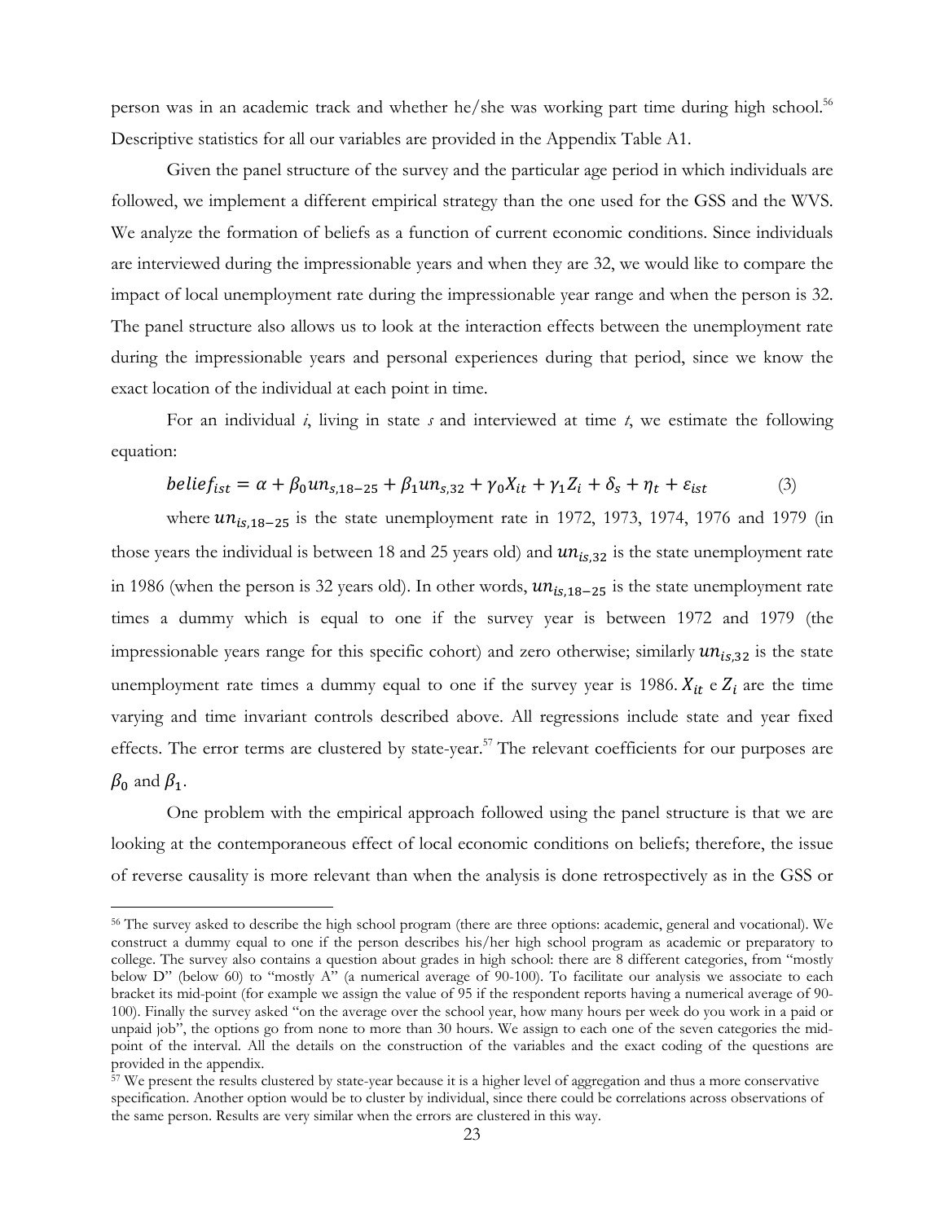person was in an academic track and whether he/she was working part time during high school.[56] Descriptive statistics for all our variables are provided in the Appendix Table A1.

Given the panel structure of the survey and the particular age period in which individuals are followed, we implement a different empirical strategy than the one used for the GSS and the WVS. We analyze the formation of beliefs as a function of current economic conditions. Since individuals are interviewed during the impressionable years and when they are 32, we would like to compare the impact of local unemployment rate during the impressionable year range and when the person is 32. The panel structure also allows us to look at the interaction effects between the unemployment rate during the impressionable years and personal experiences during that period, since we know the exact location of the individual at each point in time.

For an individual *i*, living in state *s* and interviewed at time *t*, we estimate the following equation:

$$belief_{ist} = \alpha + \beta_0 un_{s,18-25} + \beta_1 un_{s,32} + \gamma_0 X_{it} + \gamma_1 Z_i + \delta_s + \eta_t + \varepsilon_{ist} \qquad (3)$$

where $un_{is,18-25}$ is the state unemployment rate in 1972, 1973, 1974, 1976 and 1979 (in those years the individual is between 18 and 25 years old) and $un_{is,32}$ is the state unemployment rate in 1986 (when the person is 32 years old). In other words, $un_{is,18-25}$ is the state unemployment rate times a dummy which is equal to one if the survey year is between 1972 and 1979 (the impressionable years range for this specific cohort) and zero otherwise; similarly $un_{is,32}$ is the state unemployment rate times a dummy equal to one if the survey year is 1986. $X_{it}$ e $Z_i$ are the time varying and time invariant controls described above. All regressions include state and year fixed effects. The error terms are clustered by state-year.[57] The relevant coefficients for our purposes are $\beta_0$ and $\beta_1$.

One problem with the empirical approach followed using the panel structure is that we are looking at the contemporaneous effect of local economic conditions on beliefs; therefore, the issue of reverse causality is more relevant than when the analysis is done retrospectively as in the GSS or

---

[56] The survey asked to describe the high school program (there are three options: academic, general and vocational). We construct a dummy equal to one if the person describes his/her high school program as academic or preparatory to college. The survey also contains a question about grades in high school: there are 8 different categories, from "mostly below D" (below 60) to "mostly A" (a numerical average of 90-100). To facilitate our analysis we associate to each bracket its mid-point (for example we assign the value of 95 if the respondent reports having a numerical average of 90-100). Finally the survey asked "on the average over the school year, how many hours per week do you work in a paid or unpaid job", the options go from none to more than 30 hours. We assign to each one of the seven categories the mid-point of the interval. All the details on the construction of the variables and the exact coding of the questions are provided in the appendix.

[57] We present the results clustered by state-year because it is a higher level of aggregation and thus a more conservative specification. Another option would be to cluster by individual, since there could be correlations across observations of the same person. Results are very similar when the errors are clustered in this way.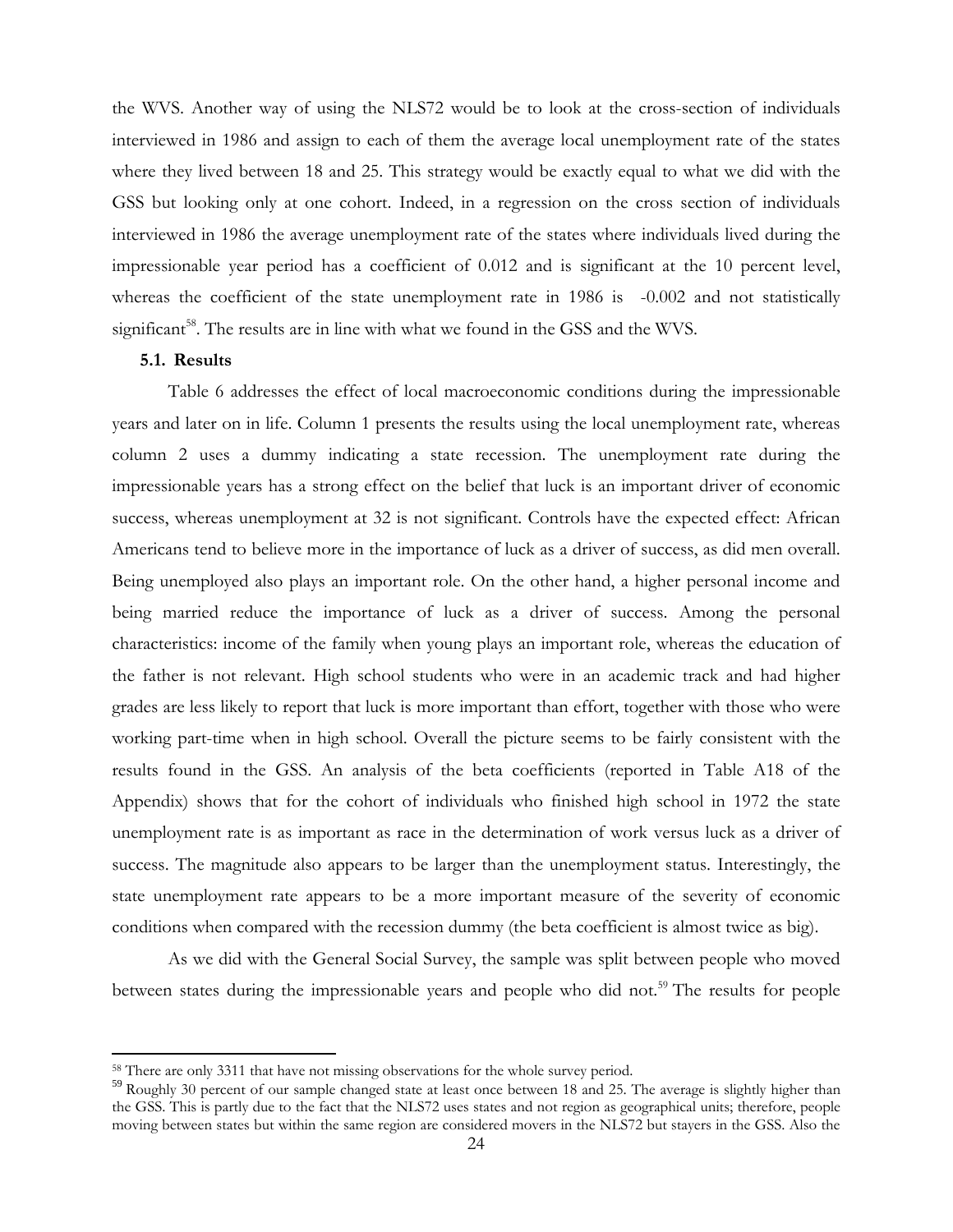the WVS. Another way of using the NLS72 would be to look at the cross-section of individuals interviewed in 1986 and assign to each of them the average local unemployment rate of the states where they lived between 18 and 25. This strategy would be exactly equal to what we did with the GSS but looking only at one cohort. Indeed, in a regression on the cross section of individuals interviewed in 1986 the average unemployment rate of the states where individuals lived during the impressionable year period has a coefficient of 0.012 and is significant at the 10 percent level, whereas the coefficient of the state unemployment rate in 1986 is -0.002 and not statistically significant[58]. The results are in line with what we found in the GSS and the WVS.

### 5.1. Results

Table 6 addresses the effect of local macroeconomic conditions during the impressionable years and later on in life. Column 1 presents the results using the local unemployment rate, whereas column 2 uses a dummy indicating a state recession. The unemployment rate during the impressionable years has a strong effect on the belief that luck is an important driver of economic success, whereas unemployment at 32 is not significant. Controls have the expected effect: African Americans tend to believe more in the importance of luck as a driver of success, as did men overall. Being unemployed also plays an important role. On the other hand, a higher personal income and being married reduce the importance of luck as a driver of success. Among the personal characteristics: income of the family when young plays an important role, whereas the education of the father is not relevant. High school students who were in an academic track and had higher grades are less likely to report that luck is more important than effort, together with those who were working part-time when in high school. Overall the picture seems to be fairly consistent with the results found in the GSS. An analysis of the beta coefficients (reported in Table A18 of the Appendix) shows that for the cohort of individuals who finished high school in 1972 the state unemployment rate is as important as race in the determination of work versus luck as a driver of success. The magnitude also appears to be larger than the unemployment status. Interestingly, the state unemployment rate appears to be a more important measure of the severity of economic conditions when compared with the recession dummy (the beta coefficient is almost twice as big).

As we did with the General Social Survey, the sample was split between people who moved between states during the impressionable years and people who did not.[59] The results for people

---

[58] There are only 3311 that have not missing observations for the whole survey period.

[59] Roughly 30 percent of our sample changed state at least once between 18 and 25. The average is slightly higher than the GSS. This is partly due to the fact that the NLS72 uses states and not region as geographical units; therefore, people moving between states but within the same region are considered movers in the NLS72 but stayers in the GSS. Also the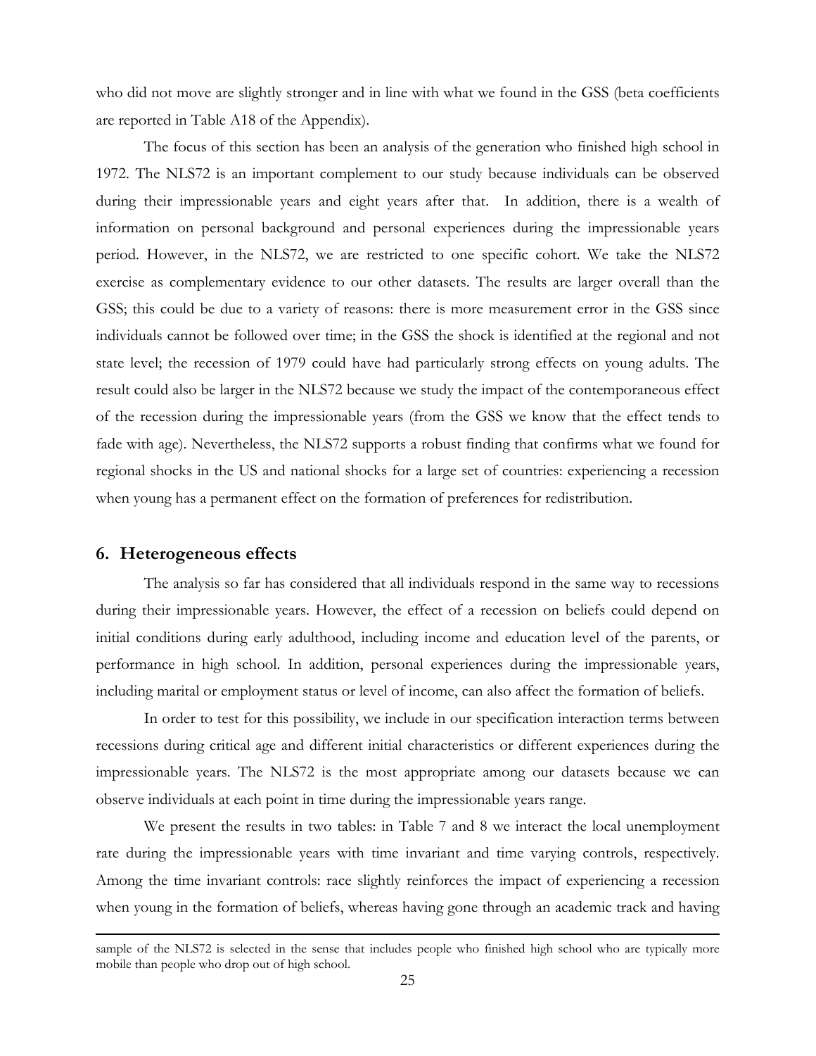who did not move are slightly stronger and in line with what we found in the GSS (beta coefficients are reported in Table A18 of the Appendix).

The focus of this section has been an analysis of the generation who finished high school in 1972. The NLS72 is an important complement to our study because individuals can be observed during their impressionable years and eight years after that. In addition, there is a wealth of information on personal background and personal experiences during the impressionable years period. However, in the NLS72, we are restricted to one specific cohort. We take the NLS72 exercise as complementary evidence to our other datasets. The results are larger overall than the GSS; this could be due to a variety of reasons: there is more measurement error in the GSS since individuals cannot be followed over time; in the GSS the shock is identified at the regional and not state level; the recession of 1979 could have had particularly strong effects on young adults. The result could also be larger in the NLS72 because we study the impact of the contemporaneous effect of the recession during the impressionable years (from the GSS we know that the effect tends to fade with age). Nevertheless, the NLS72 supports a robust finding that confirms what we found for regional shocks in the US and national shocks for a large set of countries: experiencing a recession when young has a permanent effect on the formation of preferences for redistribution.

## 6. Heterogeneous effects

The analysis so far has considered that all individuals respond in the same way to recessions during their impressionable years. However, the effect of a recession on beliefs could depend on initial conditions during early adulthood, including income and education level of the parents, or performance in high school. In addition, personal experiences during the impressionable years, including marital or employment status or level of income, can also affect the formation of beliefs.

In order to test for this possibility, we include in our specification interaction terms between recessions during critical age and different initial characteristics or different experiences during the impressionable years. The NLS72 is the most appropriate among our datasets because we can observe individuals at each point in time during the impressionable years range.

We present the results in two tables: in Table 7 and 8 we interact the local unemployment rate during the impressionable years with time invariant and time varying controls, respectively. Among the time invariant controls: race slightly reinforces the impact of experiencing a recession when young in the formation of beliefs, whereas having gone through an academic track and having

sample of the NLS72 is selected in the sense that includes people who finished high school who are typically more mobile than people who drop out of high school.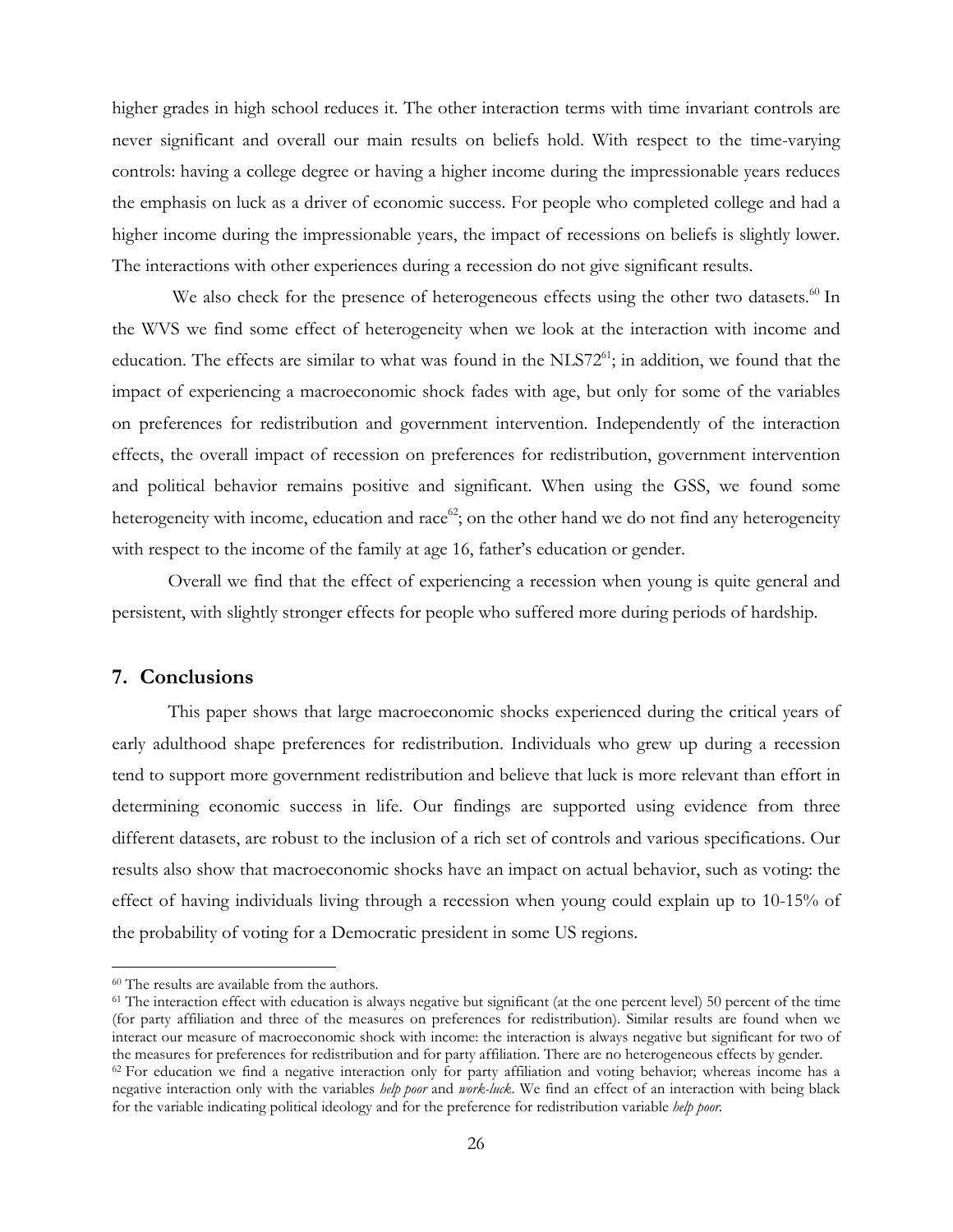higher grades in high school reduces it. The other interaction terms with time invariant controls are never significant and overall our main results on beliefs hold. With respect to the time-varying controls: having a college degree or having a higher income during the impressionable years reduces the emphasis on luck as a driver of economic success. For people who completed college and had a higher income during the impressionable years, the impact of recessions on beliefs is slightly lower. The interactions with other experiences during a recession do not give significant results.

We also check for the presence of heterogeneous effects using the other two datasets.[60] In the WVS we find some effect of heterogeneity when we look at the interaction with income and education. The effects are similar to what was found in the NLS72[61]; in addition, we found that the impact of experiencing a macroeconomic shock fades with age, but only for some of the variables on preferences for redistribution and government intervention. Independently of the interaction effects, the overall impact of recession on preferences for redistribution, government intervention and political behavior remains positive and significant. When using the GSS, we found some heterogeneity with income, education and race[62]; on the other hand we do not find any heterogeneity with respect to the income of the family at age 16, father's education or gender.

Overall we find that the effect of experiencing a recession when young is quite general and persistent, with slightly stronger effects for people who suffered more during periods of hardship.

## 7. Conclusions

This paper shows that large macroeconomic shocks experienced during the critical years of early adulthood shape preferences for redistribution. Individuals who grew up during a recession tend to support more government redistribution and believe that luck is more relevant than effort in determining economic success in life. Our findings are supported using evidence from three different datasets, are robust to the inclusion of a rich set of controls and various specifications. Our results also show that macroeconomic shocks have an impact on actual behavior, such as voting: the effect of having individuals living through a recession when young could explain up to 10-15% of the probability of voting for a Democratic president in some US regions.

---

[60] The results are available from the authors.

[61] The interaction effect with education is always negative but significant (at the one percent level) 50 percent of the time (for party affiliation and three of the measures on preferences for redistribution). Similar results are found when we interact our measure of macroeconomic shock with income: the interaction is always negative but significant for two of the measures for preferences for redistribution and for party affiliation. There are no heterogeneous effects by gender.

[62] For education we find a negative interaction only for party affiliation and voting behavior; whereas income has a negative interaction only with the variables *help poor* and *work-luck*. We find an effect of an interaction with being black for the variable indicating political ideology and for the preference for redistribution variable *help poor*.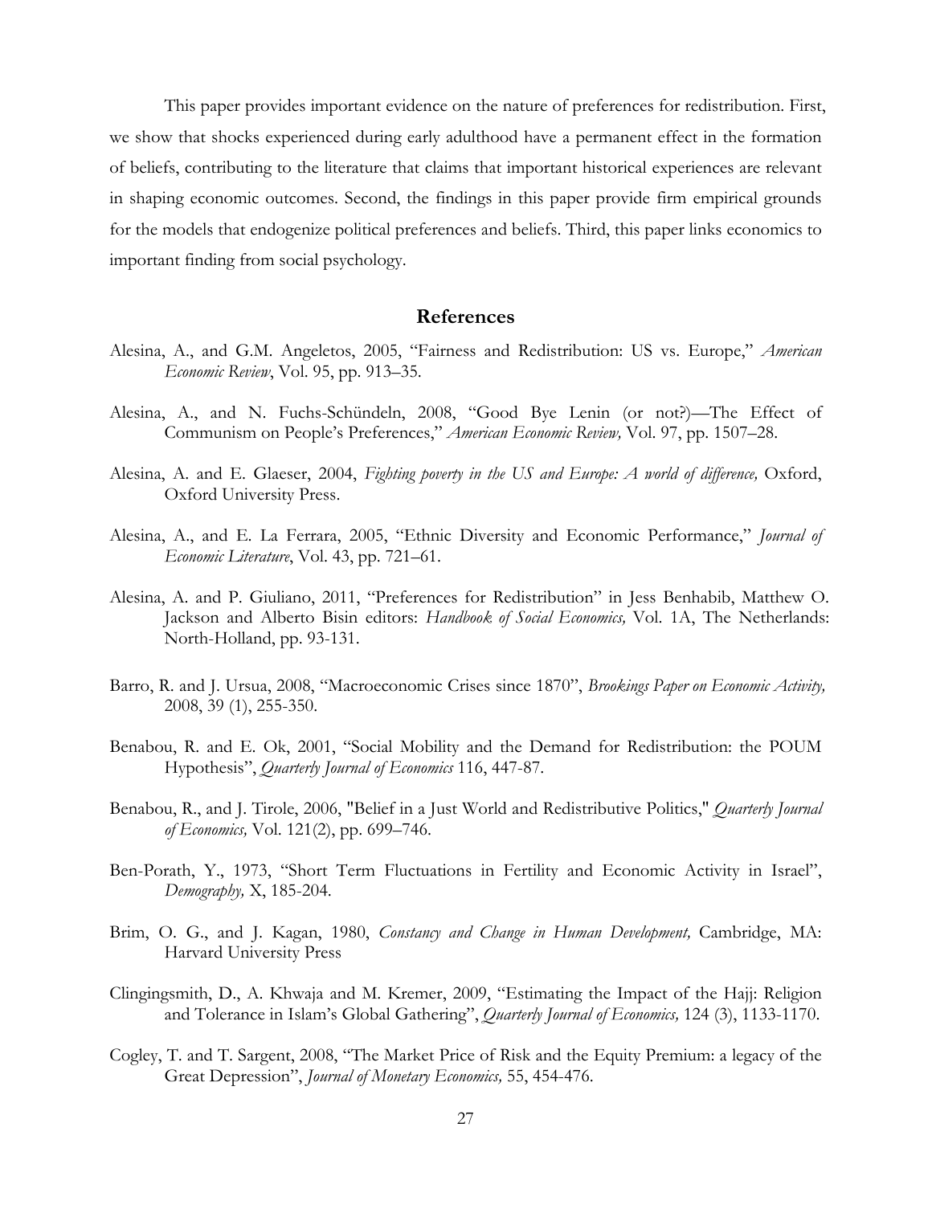This paper provides important evidence on the nature of preferences for redistribution. First, we show that shocks experienced during early adulthood have a permanent effect in the formation of beliefs, contributing to the literature that claims that important historical experiences are relevant in shaping economic outcomes. Second, the findings in this paper provide firm empirical grounds for the models that endogenize political preferences and beliefs. Third, this paper links economics to important finding from social psychology.

## References

Alesina, A., and G.M. Angeletos, 2005, "Fairness and Redistribution: US vs. Europe," *American Economic Review*, Vol. 95, pp. 913–35.

Alesina, A., and N. Fuchs-Schündeln, 2008, "Good Bye Lenin (or not?)—The Effect of Communism on People's Preferences," *American Economic Review,* Vol. 97, pp. 1507–28.

Alesina, A. and E. Glaeser, 2004, *Fighting poverty in the US and Europe: A world of difference,* Oxford, Oxford University Press.

Alesina, A., and E. La Ferrara, 2005, "Ethnic Diversity and Economic Performance," *Journal of Economic Literature*, Vol. 43, pp. 721–61.

Alesina, A. and P. Giuliano, 2011, "Preferences for Redistribution" in Jess Benhabib, Matthew O. Jackson and Alberto Bisin editors: *Handbook of Social Economics,* Vol. 1A, The Netherlands: North-Holland, pp. 93-131.

Barro, R. and J. Ursua, 2008, "Macroeconomic Crises since 1870", *Brookings Paper on Economic Activity,* 2008, 39 (1), 255-350.

Benabou, R. and E. Ok, 2001, "Social Mobility and the Demand for Redistribution: the POUM Hypothesis", *Quarterly Journal of Economics* 116, 447-87.

Benabou, R., and J. Tirole, 2006, "Belief in a Just World and Redistributive Politics," *Quarterly Journal of Economics,* Vol. 121(2), pp. 699–746.

Ben-Porath, Y., 1973, "Short Term Fluctuations in Fertility and Economic Activity in Israel", *Demography,* X, 185-204.

Brim, O. G., and J. Kagan, 1980, *Constancy and Change in Human Development,* Cambridge, MA: Harvard University Press

Clingingsmith, D., A. Khwaja and M. Kremer, 2009, "Estimating the Impact of the Hajj: Religion and Tolerance in Islam's Global Gathering", *Quarterly Journal of Economics,* 124 (3), 1133-1170.

Cogley, T. and T. Sargent, 2008, "The Market Price of Risk and the Equity Premium: a legacy of the Great Depression", *Journal of Monetary Economics,* 55, 454-476.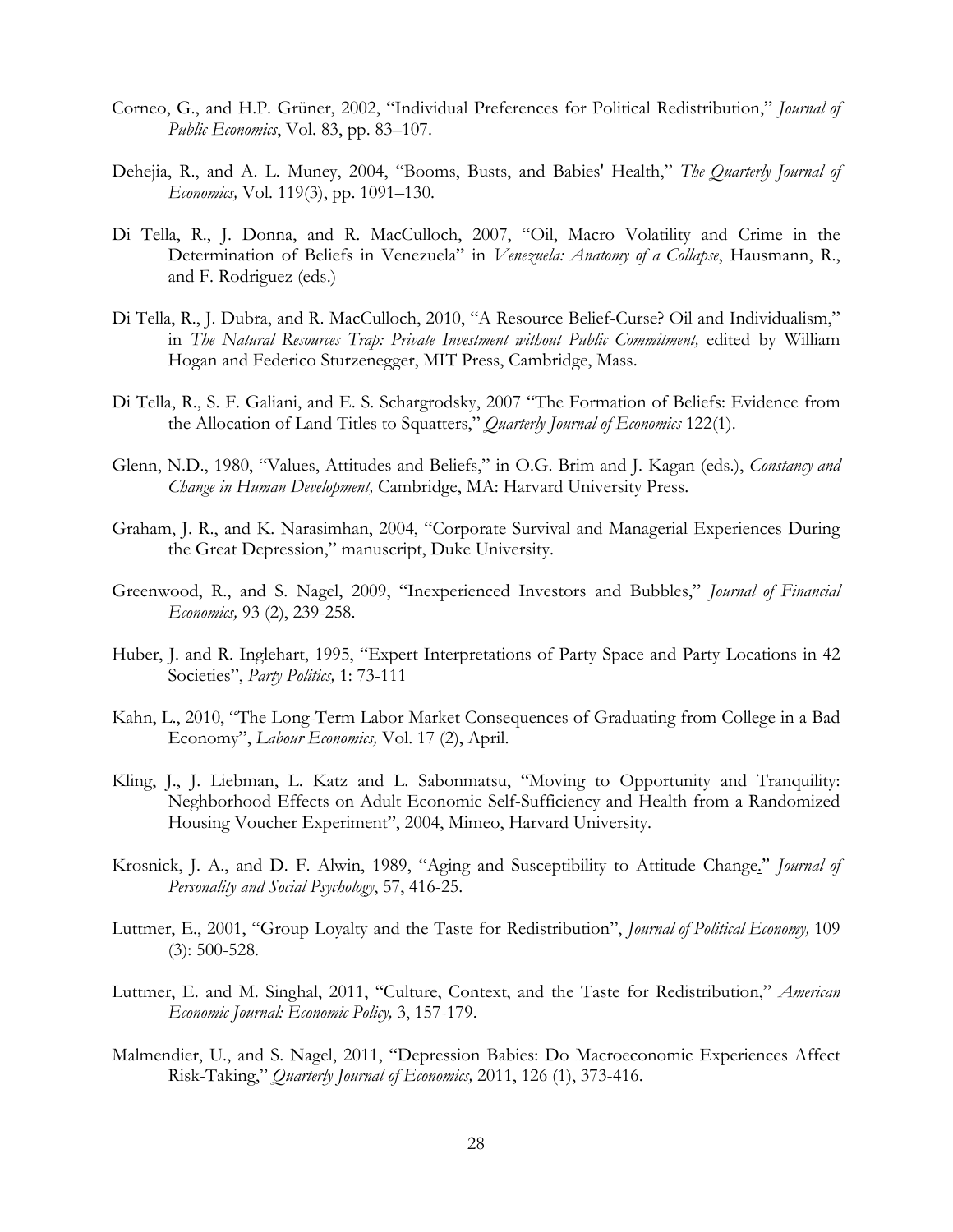Corneo, G., and H.P. Grüner, 2002, "Individual Preferences for Political Redistribution," *Journal of Public Economics*, Vol. 83, pp. 83–107.

Dehejia, R., and A. L. Muney, 2004, "Booms, Busts, and Babies' Health," *The Quarterly Journal of Economics,* Vol. 119(3), pp. 1091–130.

Di Tella, R., J. Donna, and R. MacCulloch, 2007, "Oil, Macro Volatility and Crime in the Determination of Beliefs in Venezuela" in *Venezuela: Anatomy of a Collapse*, Hausmann, R., and F. Rodriguez (eds.)

Di Tella, R., J. Dubra, and R. MacCulloch, 2010, "A Resource Belief-Curse? Oil and Individualism," in *The Natural Resources Trap: Private Investment without Public Commitment,* edited by William Hogan and Federico Sturzenegger, MIT Press, Cambridge, Mass.

Di Tella, R., S. F. Galiani, and E. S. Schargrodsky, 2007 "The Formation of Beliefs: Evidence from the Allocation of Land Titles to Squatters," *Quarterly Journal of Economics* 122(1).

Glenn, N.D., 1980, "Values, Attitudes and Beliefs," in O.G. Brim and J. Kagan (eds.), *Constancy and Change in Human Development,* Cambridge, MA: Harvard University Press.

Graham, J. R., and K. Narasimhan, 2004, "Corporate Survival and Managerial Experiences During the Great Depression," manuscript, Duke University.

Greenwood, R., and S. Nagel, 2009, "Inexperienced Investors and Bubbles," *Journal of Financial Economics,* 93 (2), 239-258.

Huber, J. and R. Inglehart, 1995, "Expert Interpretations of Party Space and Party Locations in 42 Societies", *Party Politics,* 1: 73-111

Kahn, L., 2010, "The Long-Term Labor Market Consequences of Graduating from College in a Bad Economy", *Labour Economics,* Vol. 17 (2), April.

Kling, J., J. Liebman, L. Katz and L. Sabonmatsu, "Moving to Opportunity and Tranquility: Neghborhood Effects on Adult Economic Self-Sufficiency and Health from a Randomized Housing Voucher Experiment", 2004, Mimeo, Harvard University.

Krosnick, J. A., and D. F. Alwin, 1989, "Aging and Susceptibility to Attitude Change." *Journal of Personality and Social Psychology*, 57, 416-25.

Luttmer, E., 2001, "Group Loyalty and the Taste for Redistribution", *Journal of Political Economy,* 109 (3): 500-528.

Luttmer, E. and M. Singhal, 2011, "Culture, Context, and the Taste for Redistribution," *American Economic Journal: Economic Policy,* 3, 157-179.

Malmendier, U., and S. Nagel, 2011, "Depression Babies: Do Macroeconomic Experiences Affect Risk-Taking," *Quarterly Journal of Economics,* 2011, 126 (1), 373-416.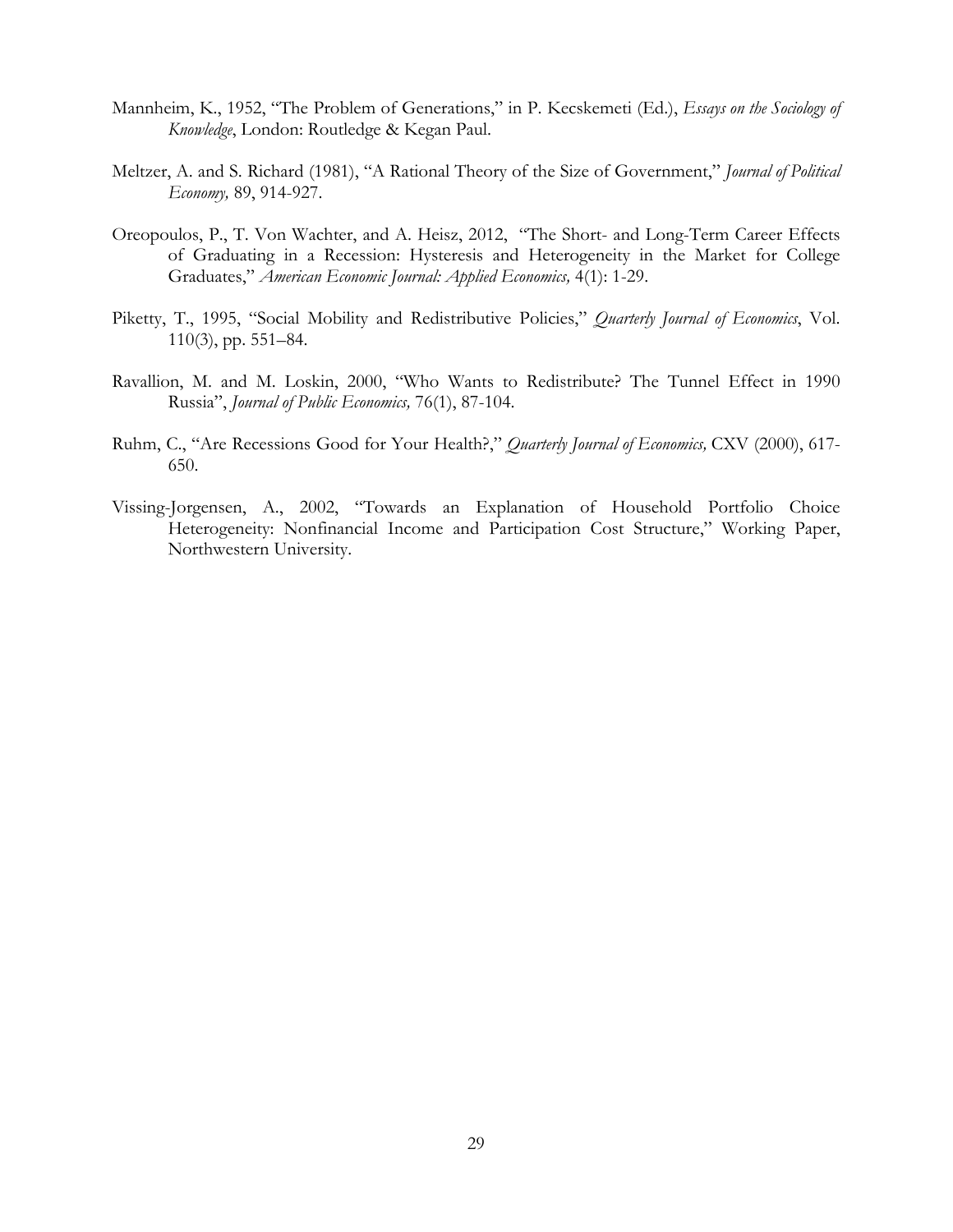Mannheim, K., 1952, "The Problem of Generations," in P. Kecskemeti (Ed.), *Essays on the Sociology of Knowledge*, London: Routledge & Kegan Paul.

Meltzer, A. and S. Richard (1981), "A Rational Theory of the Size of Government," *Journal of Political Economy,* 89, 914-927.

Oreopoulos, P., T. Von Wachter, and A. Heisz, 2012, "The Short- and Long-Term Career Effects of Graduating in a Recession: Hysteresis and Heterogeneity in the Market for College Graduates," *American Economic Journal: Applied Economics,* 4(1): 1-29.

Piketty, T., 1995, "Social Mobility and Redistributive Policies," *Quarterly Journal of Economics*, Vol. 110(3), pp. 551–84.

Ravallion, M. and M. Loskin, 2000, "Who Wants to Redistribute? The Tunnel Effect in 1990 Russia", *Journal of Public Economics,* 76(1), 87-104.

Ruhm, C., "Are Recessions Good for Your Health?," *Quarterly Journal of Economics,* CXV (2000), 617-650.

Vissing-Jorgensen, A., 2002, "Towards an Explanation of Household Portfolio Choice Heterogeneity: Nonfinancial Income and Participation Cost Structure," Working Paper, Northwestern University.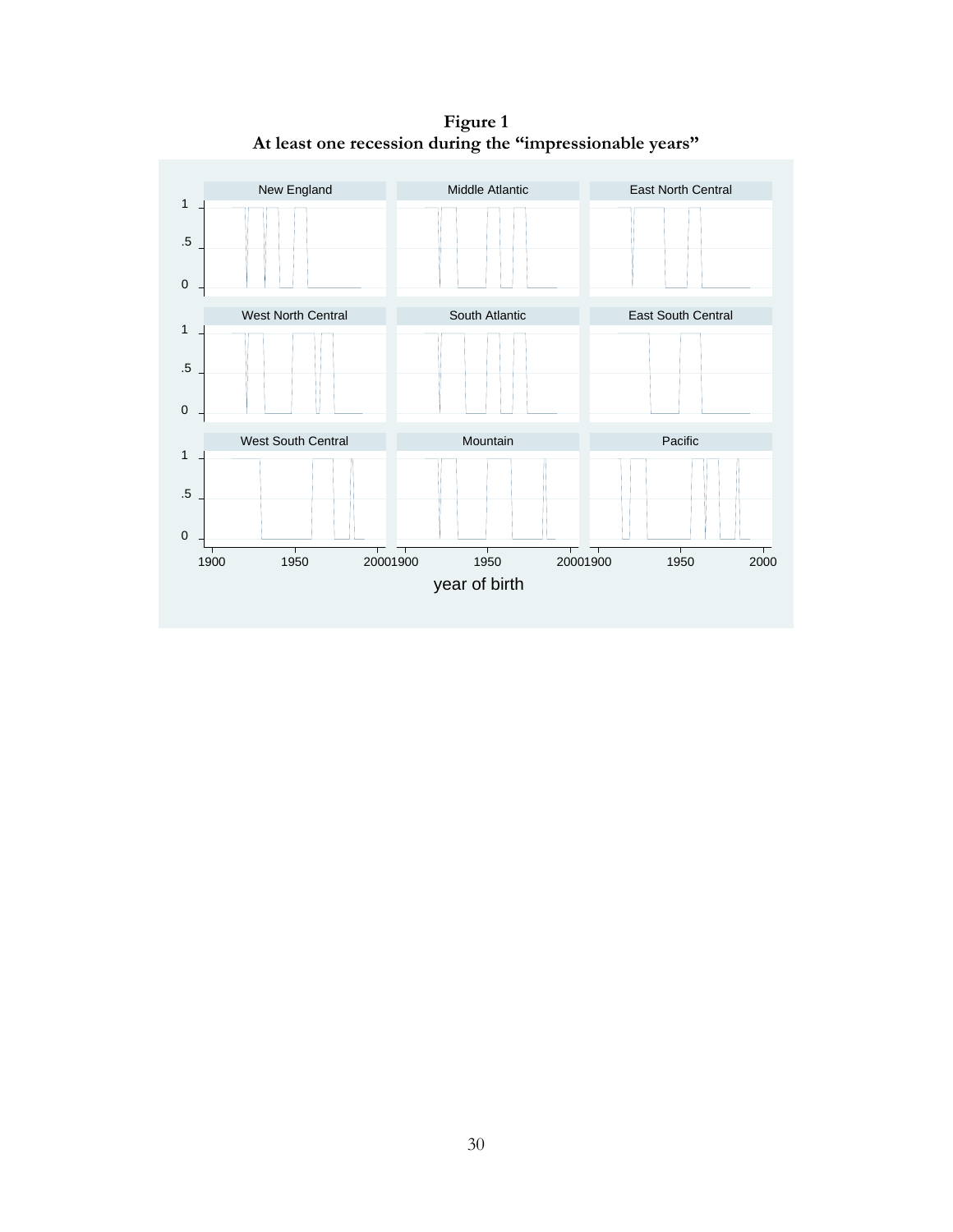**Figure 1**
**At least one recession during the "impressionable years"**

New England | Middle Atlantic | East North Central

West North Central | South Atlantic | East South Central

West South Central | Mountain | Pacific

year of birth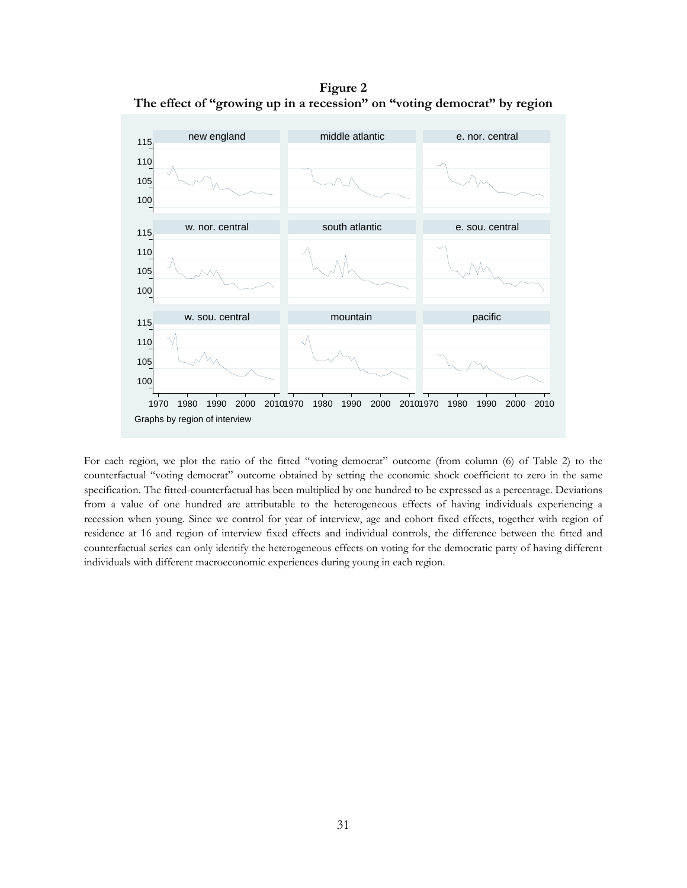**Figure 2**
**The effect of "growing up in a recession" on "voting democrat" by region**

For each region, we plot the ratio of the fitted "voting democrat" outcome (from column (6) of Table 2) to the counterfactual "voting democrat" outcome obtained by setting the economic shock coefficient to zero in the same specification. The fitted-counterfactual has been multiplied by one hundred to be expressed as a percentage. Deviations from a value of one hundred are attributable to the heterogeneous effects of having individuals experiencing a recession when young. Since we control for year of interview, age and cohort fixed effects, together with region of residence at 16 and region of interview fixed effects and individual controls, the difference between the fitted and counterfactual series can only identify the heterogeneous effects on voting for the democratic party of having different individuals with different macroeconomic experiences during young in each region.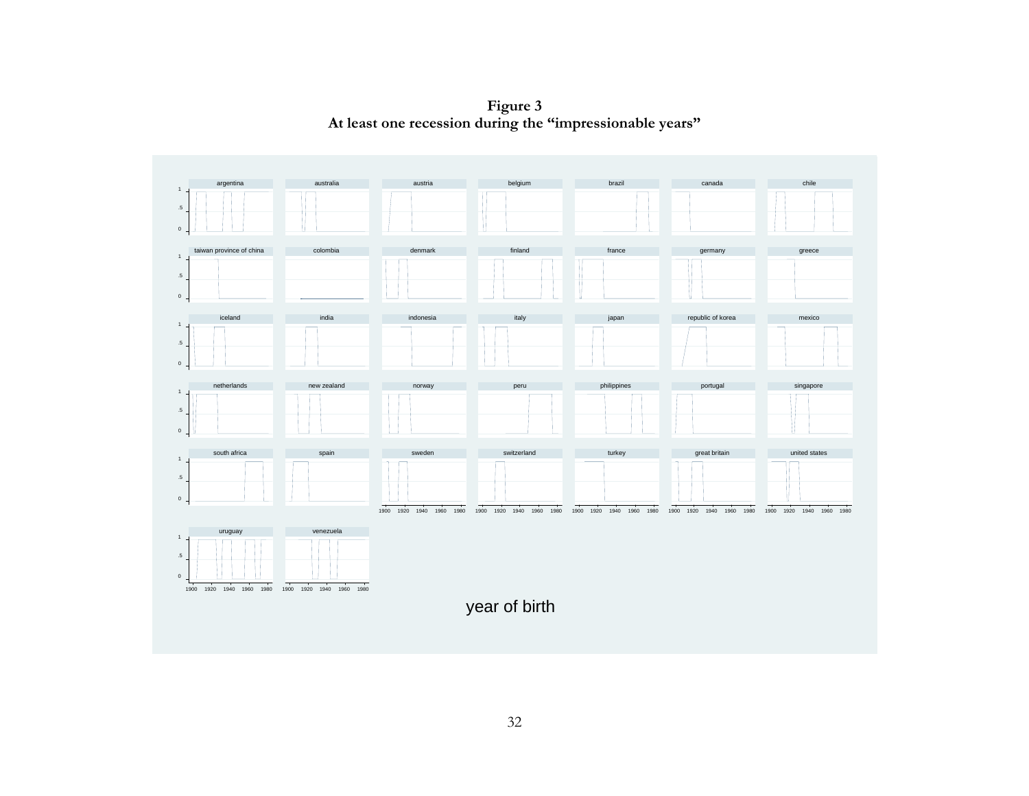**Figure 3**
**At least one recession during the "impressionable years"**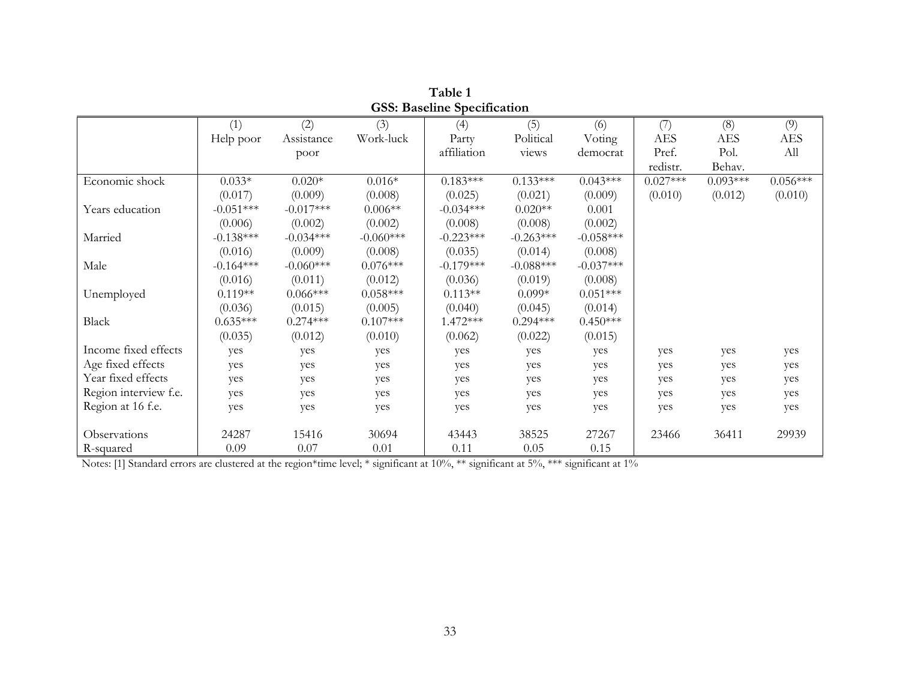**Table 1**
**GSS: Baseline Specification**

| | (1) Help poor | (2) Assistance poor | (3) Work-luck | (4) Party affiliation | (5) Political views | (6) Voting democrat | (7) AES Pref. redistr. | (8) AES Pol. Behav. | (9) AES All |
|---|---|---|---|---|---|---|---|---|---|
| Economic shock | 0.033* | 0.020* | 0.016* | 0.183*** | 0.133*** | 0.043*** | 0.027*** | 0.093*** | 0.056*** |
| | (0.017) | (0.009) | (0.008) | (0.025) | (0.021) | (0.009) | (0.010) | (0.012) | (0.010) |
| Years education | -0.051*** | -0.017*** | 0.006** | -0.034*** | 0.020** | 0.001 | | | |
| | (0.006) | (0.002) | (0.002) | (0.008) | (0.008) | (0.002) | | | |
| Married | -0.138*** | -0.034*** | -0.060*** | -0.223*** | -0.263*** | -0.058*** | | | |
| | (0.016) | (0.009) | (0.008) | (0.035) | (0.014) | (0.008) | | | |
| Male | -0.164*** | -0.060*** | 0.076*** | -0.179*** | -0.088*** | -0.037*** | | | |
| | (0.016) | (0.011) | (0.012) | (0.036) | (0.019) | (0.008) | | | |
| Unemployed | 0.119** | 0.066*** | 0.058*** | 0.113** | 0.099* | 0.051*** | | | |
| | (0.036) | (0.015) | (0.005) | (0.040) | (0.045) | (0.014) | | | |
| Black | 0.635*** | 0.274*** | 0.107*** | 1.472*** | 0.294*** | 0.450*** | | | |
| | (0.035) | (0.012) | (0.010) | (0.062) | (0.022) | (0.015) | | | |
| Income fixed effects | yes | yes | yes | yes | yes | yes | yes | yes | yes |
| Age fixed effects | yes | yes | yes | yes | yes | yes | yes | yes | yes |
| Year fixed effects | yes | yes | yes | yes | yes | yes | yes | yes | yes |
| Region interview f.e. | yes | yes | yes | yes | yes | yes | yes | yes | yes |
| Region at 16 f.e. | yes | yes | yes | yes | yes | yes | yes | yes | yes |
| Observations | 24287 | 15416 | 30694 | 43443 | 38525 | 27267 | 23466 | 36411 | 29939 |
| R-squared | 0.09 | 0.07 | 0.01 | 0.11 | 0.05 | 0.15 | | | |

Notes: [1] Standard errors are clustered at the region*time level; * significant at 10%, ** significant at 5%, *** significant at 1%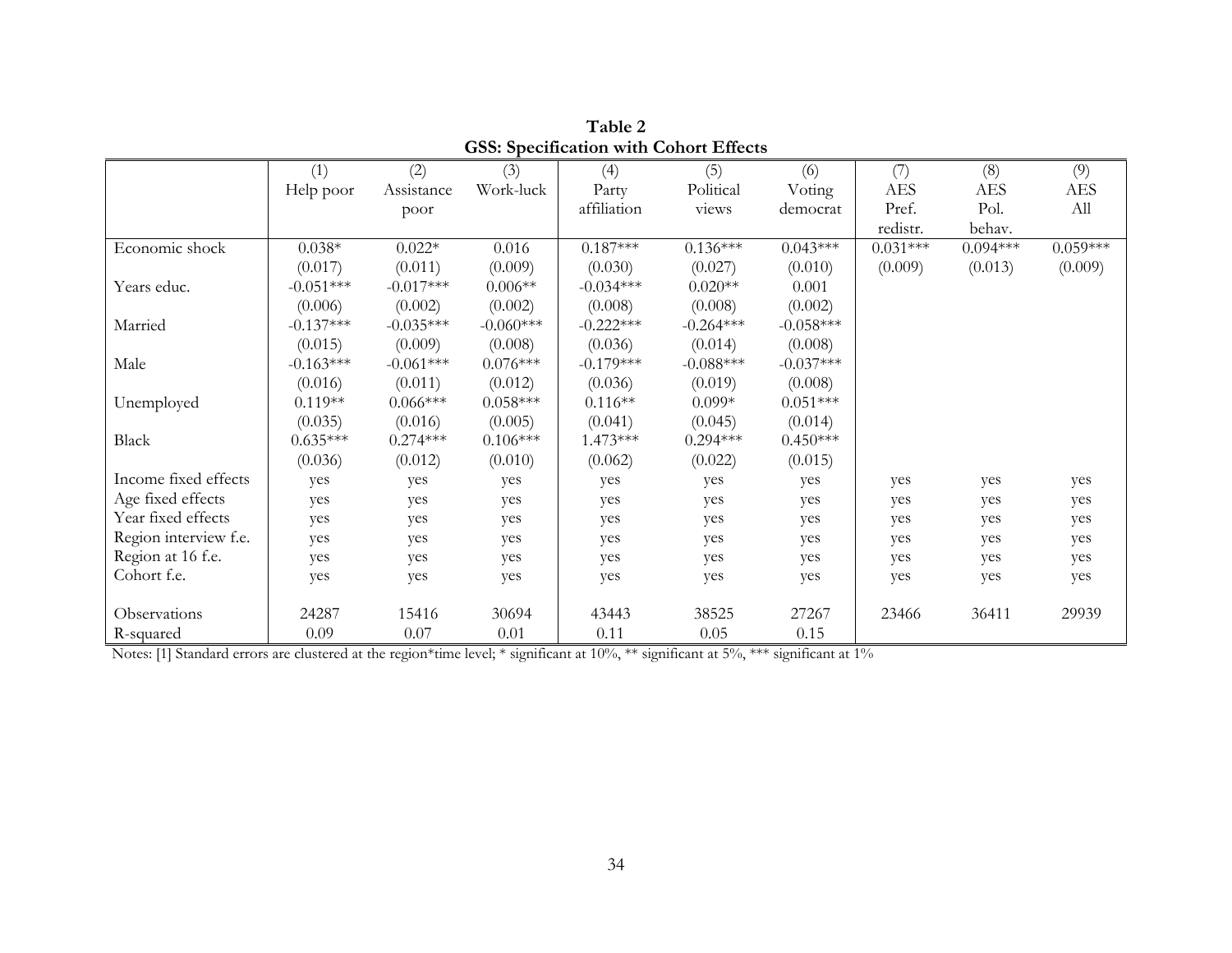**Table 2**
**GSS: Specification with Cohort Effects**

| | (1) Help poor | (2) Assistance poor | (3) Work-luck | (4) Party affiliation | (5) Political views | (6) Voting democrat | (7) AES Pref. redistr. | (8) AES Pol. behav. | (9) AES All |
|---|---|---|---|---|---|---|---|---|---|
| Economic shock | 0.038* | 0.022* | 0.016 | 0.187*** | 0.136*** | 0.043*** | 0.031*** | 0.094*** | 0.059*** |
| | (0.017) | (0.011) | (0.009) | (0.030) | (0.027) | (0.010) | (0.009) | (0.013) | (0.009) |
| Years educ. | -0.051*** | -0.017*** | 0.006** | -0.034*** | 0.020** | 0.001 | | | |
| | (0.006) | (0.002) | (0.002) | (0.008) | (0.008) | (0.002) | | | |
| Married | -0.137*** | -0.035*** | -0.060*** | -0.222*** | -0.264*** | -0.058*** | | | |
| | (0.015) | (0.009) | (0.008) | (0.036) | (0.014) | (0.008) | | | |
| Male | -0.163*** | -0.061*** | 0.076*** | -0.179*** | -0.088*** | -0.037*** | | | |
| | (0.016) | (0.011) | (0.012) | (0.036) | (0.019) | (0.008) | | | |
| Unemployed | 0.119** | 0.066*** | 0.058*** | 0.116** | 0.099* | 0.051*** | | | |
| | (0.035) | (0.016) | (0.005) | (0.041) | (0.045) | (0.014) | | | |
| Black | 0.635*** | 0.274*** | 0.106*** | 1.473*** | 0.294*** | 0.450*** | | | |
| | (0.036) | (0.012) | (0.010) | (0.062) | (0.022) | (0.015) | | | |
| Income fixed effects | yes | yes | yes | yes | yes | yes | yes | yes | yes |
| Age fixed effects | yes | yes | yes | yes | yes | yes | yes | yes | yes |
| Year fixed effects | yes | yes | yes | yes | yes | yes | yes | yes | yes |
| Region interview f.e. | yes | yes | yes | yes | yes | yes | yes | yes | yes |
| Region at 16 f.e. | yes | yes | yes | yes | yes | yes | yes | yes | yes |
| Cohort f.e. | yes | yes | yes | yes | yes | yes | yes | yes | yes |
| Observations | 24287 | 15416 | 30694 | 43443 | 38525 | 27267 | 23466 | 36411 | 29939 |
| R-squared | 0.09 | 0.07 | 0.01 | 0.11 | 0.05 | 0.15 | | | |

Notes: [1] Standard errors are clustered at the region*time level; * significant at 10%, ** significant at 5%, *** significant at 1%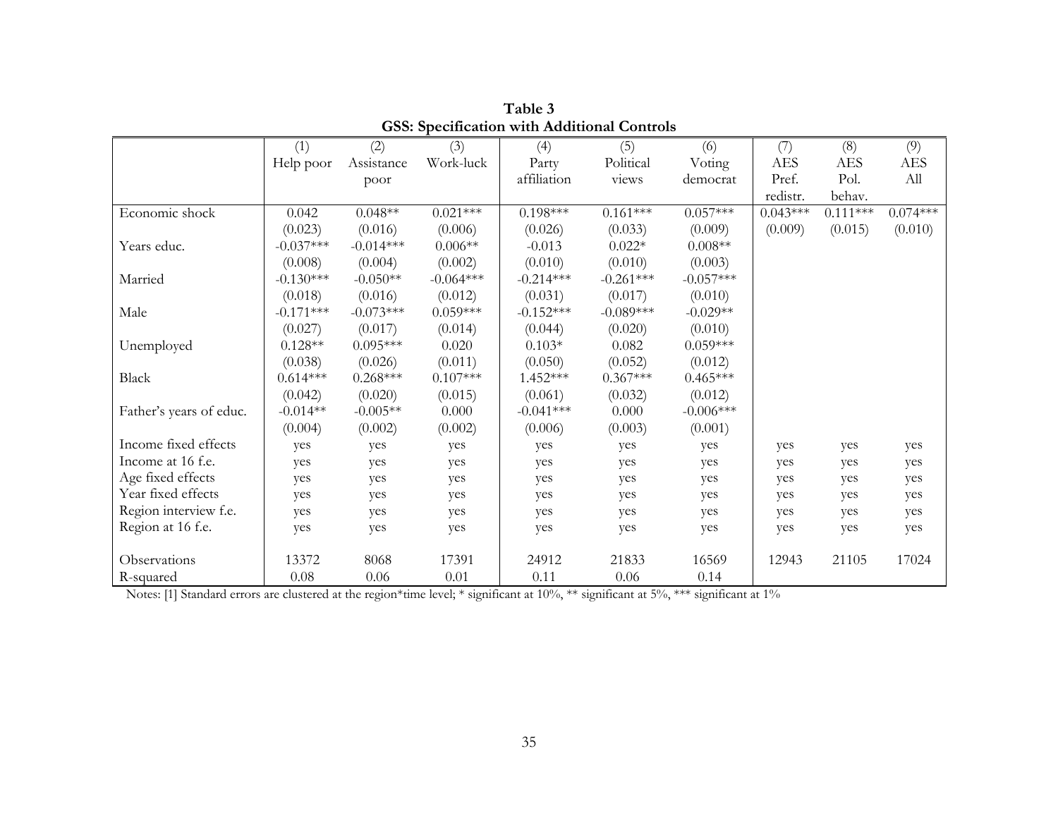**Table 3**
**GSS: Specification with Additional Controls**

| | (1) Help poor | (2) Assistance poor | (3) Work-luck | (4) Party affiliation | (5) Political views | (6) Voting democrat | (7) AES Pref. redistr. | (8) AES Pol. behav. | (9) AES All |
|---|---|---|---|---|---|---|---|---|---|
| Economic shock | 0.042 | 0.048** | 0.021*** | 0.198*** | 0.161*** | 0.057*** | 0.043*** | 0.111*** | 0.074*** |
| | (0.023) | (0.016) | (0.006) | (0.026) | (0.033) | (0.009) | (0.009) | (0.015) | (0.010) |
| Years educ. | -0.037*** | -0.014*** | 0.006** | -0.013 | 0.022* | 0.008** | | | |
| | (0.008) | (0.004) | (0.002) | (0.010) | (0.010) | (0.003) | | | |
| Married | -0.130*** | -0.050** | -0.064*** | -0.214*** | -0.261*** | -0.057*** | | | |
| | (0.018) | (0.016) | (0.012) | (0.031) | (0.017) | (0.010) | | | |
| Male | -0.171*** | -0.073*** | 0.059*** | -0.152*** | -0.089*** | -0.029** | | | |
| | (0.027) | (0.017) | (0.014) | (0.044) | (0.020) | (0.010) | | | |
| Unemployed | 0.128** | 0.095*** | 0.020 | 0.103* | 0.082 | 0.059*** | | | |
| | (0.038) | (0.026) | (0.011) | (0.050) | (0.052) | (0.012) | | | |
| Black | 0.614*** | 0.268*** | 0.107*** | 1.452*** | 0.367*** | 0.465*** | | | |
| | (0.042) | (0.020) | (0.015) | (0.061) | (0.032) | (0.012) | | | |
| Father's years of educ. | -0.014** | -0.005** | 0.000 | -0.041*** | 0.000 | -0.006*** | | | |
| | (0.004) | (0.002) | (0.002) | (0.006) | (0.003) | (0.001) | | | |
| Income fixed effects | yes | yes | yes | yes | yes | yes | yes | yes | yes |
| Income at 16 f.e. | yes | yes | yes | yes | yes | yes | yes | yes | yes |
| Age fixed effects | yes | yes | yes | yes | yes | yes | yes | yes | yes |
| Year fixed effects | yes | yes | yes | yes | yes | yes | yes | yes | yes |
| Region interview f.e. | yes | yes | yes | yes | yes | yes | yes | yes | yes |
| Region at 16 f.e. | yes | yes | yes | yes | yes | yes | yes | yes | yes |
| Observations | 13372 | 8068 | 17391 | 24912 | 21833 | 16569 | 12943 | 21105 | 17024 |
| R-squared | 0.08 | 0.06 | 0.01 | 0.11 | 0.06 | 0.14 | | | |

Notes: [1] Standard errors are clustered at the region*time level; * significant at 10%, ** significant at 5%, *** significant at 1%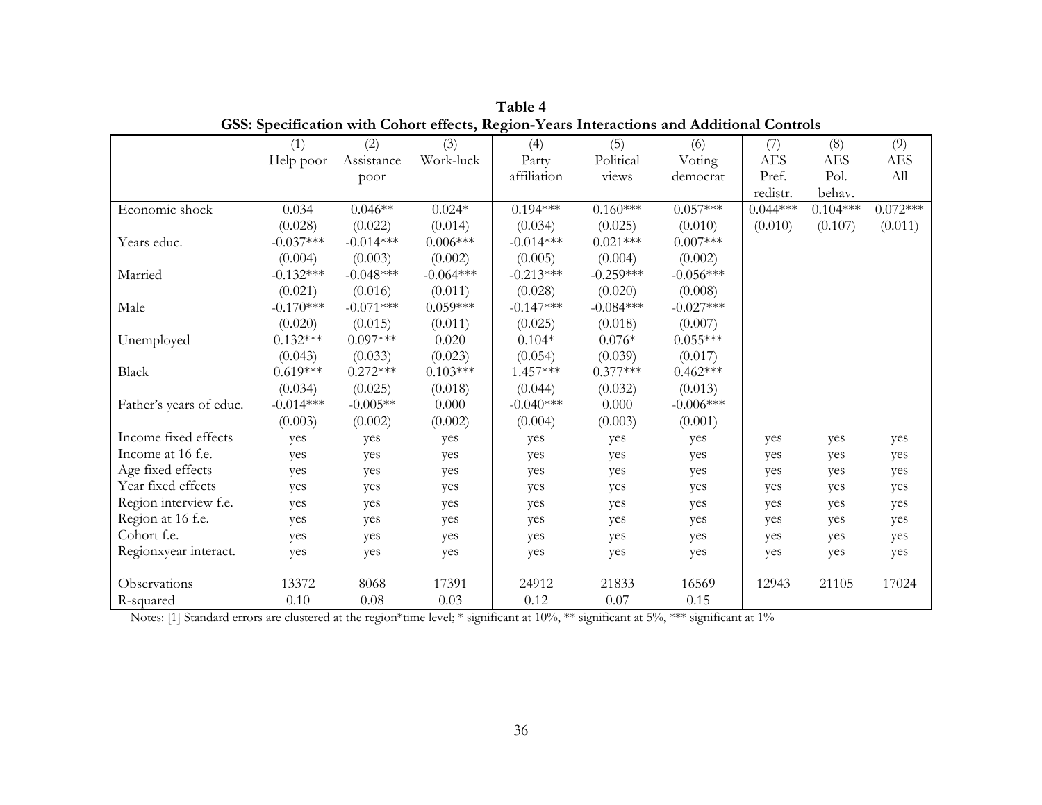**Table 4**
**GSS: Specification with Cohort effects, Region-Years Interactions and Additional Controls**

| | (1) Help poor | (2) Assistance poor | (3) Work-luck | (4) Party affiliation | (5) Political views | (6) Voting democrat | (7) AES Pref. redistr. | (8) AES Pol. behav. | (9) AES All |
|---|---|---|---|---|---|---|---|---|---|
| Economic shock | 0.034 | 0.046** | 0.024* | 0.194*** | 0.160*** | 0.057*** | 0.044*** | 0.104*** | 0.072*** |
| | (0.028) | (0.022) | (0.014) | (0.034) | (0.025) | (0.010) | (0.010) | (0.107) | (0.011) |
| Years educ. | -0.037*** | -0.014*** | 0.006*** | -0.014*** | 0.021*** | 0.007*** | | | |
| | (0.004) | (0.003) | (0.002) | (0.005) | (0.004) | (0.002) | | | |
| Married | -0.132*** | -0.048*** | -0.064*** | -0.213*** | -0.259*** | -0.056*** | | | |
| | (0.021) | (0.016) | (0.011) | (0.028) | (0.020) | (0.008) | | | |
| Male | -0.170*** | -0.071*** | 0.059*** | -0.147*** | -0.084*** | -0.027*** | | | |
| | (0.020) | (0.015) | (0.011) | (0.025) | (0.018) | (0.007) | | | |
| Unemployed | 0.132*** | 0.097*** | 0.020 | 0.104* | 0.076* | 0.055*** | | | |
| | (0.043) | (0.033) | (0.023) | (0.054) | (0.039) | (0.017) | | | |
| Black | 0.619*** | 0.272*** | 0.103*** | 1.457*** | 0.377*** | 0.462*** | | | |
| | (0.034) | (0.025) | (0.018) | (0.044) | (0.032) | (0.013) | | | |
| Father's years of educ. | -0.014*** | -0.005** | 0.000 | -0.040*** | 0.000 | -0.006*** | | | |
| | (0.003) | (0.002) | (0.002) | (0.004) | (0.003) | (0.001) | | | |
| Income fixed effects | yes | yes | yes | yes | yes | yes | yes | yes | yes |
| Income at 16 f.e. | yes | yes | yes | yes | yes | yes | yes | yes | yes |
| Age fixed effects | yes | yes | yes | yes | yes | yes | yes | yes | yes |
| Year fixed effects | yes | yes | yes | yes | yes | yes | yes | yes | yes |
| Region interview f.e. | yes | yes | yes | yes | yes | yes | yes | yes | yes |
| Region at 16 f.e. | yes | yes | yes | yes | yes | yes | yes | yes | yes |
| Cohort f.e. | yes | yes | yes | yes | yes | yes | yes | yes | yes |
| Regionxyear interact. | yes | yes | yes | yes | yes | yes | yes | yes | yes |
| Observations | 13372 | 8068 | 17391 | 24912 | 21833 | 16569 | 12943 | 21105 | 17024 |
| R-squared | 0.10 | 0.08 | 0.03 | 0.12 | 0.07 | 0.15 | | | |

Notes: [1] Standard errors are clustered at the region*time level; * significant at 10%, ** significant at 5%, *** significant at 1%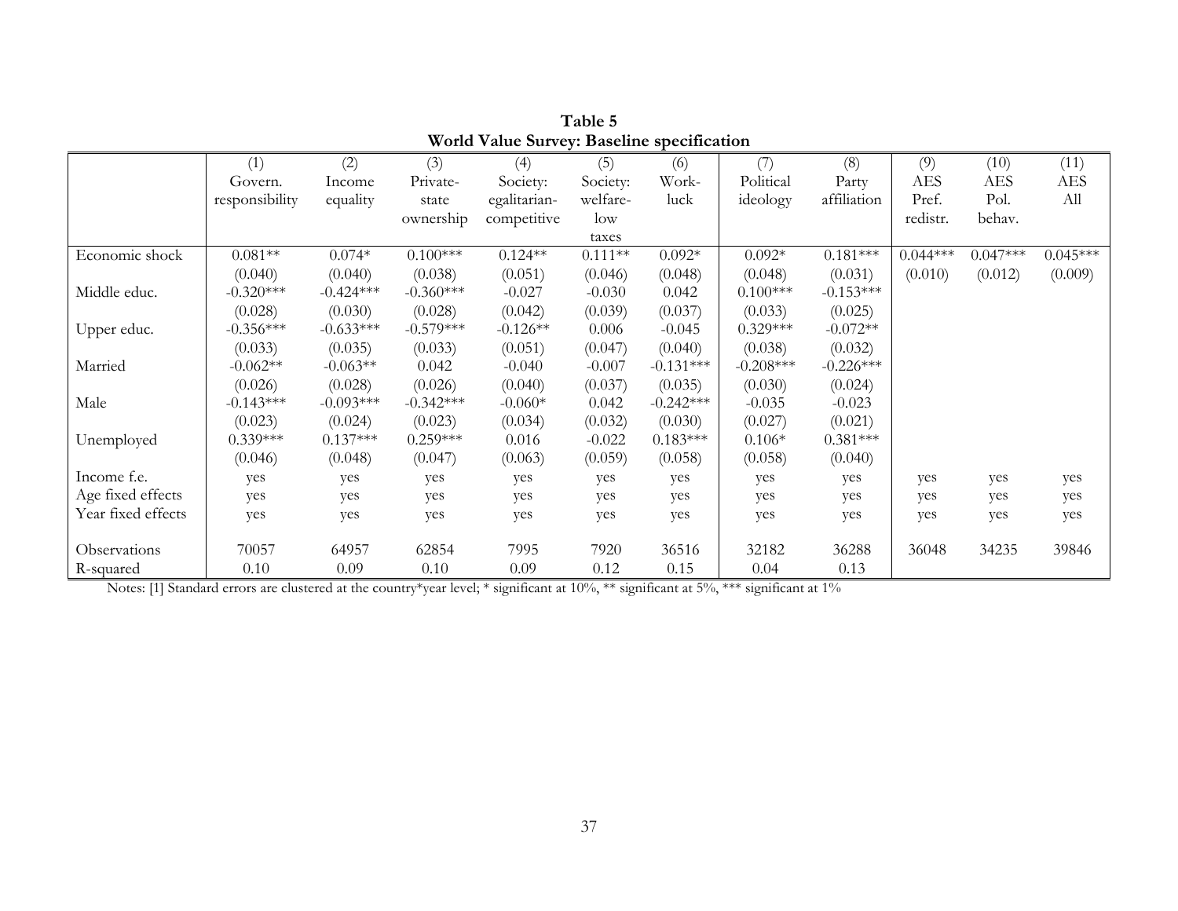**Table 5**
**World Value Survey: Baseline specification**

| | (1) Govern. responsibility | (2) Income equality | (3) Private-state ownership | (4) Society: egalitarian-competitive | (5) Society: welfare-low taxes | (6) Work-luck | (7) Political ideology | (8) Party affiliation | (9) AES Pref. redistr. | (10) AES Pol. behav. | (11) AES All |
|---|---|---|---|---|---|---|---|---|---|---|---|
| Economic shock | 0.081** | 0.074* | 0.100*** | 0.124** | 0.111** | 0.092* | 0.092* | 0.181*** | 0.044*** | 0.047*** | 0.045*** |
| | (0.040) | (0.040) | (0.038) | (0.051) | (0.046) | (0.048) | (0.048) | (0.031) | (0.010) | (0.012) | (0.009) |
| Middle educ. | -0.320*** | -0.424*** | -0.360*** | -0.027 | -0.030 | 0.042 | 0.100*** | -0.153*** | | | |
| | (0.028) | (0.030) | (0.028) | (0.042) | (0.039) | (0.037) | (0.033) | (0.025) | | | |
| Upper educ. | -0.356*** | -0.633*** | -0.579*** | -0.126** | 0.006 | -0.045 | 0.329*** | -0.072** | | | |
| | (0.033) | (0.035) | (0.033) | (0.051) | (0.047) | (0.040) | (0.038) | (0.032) | | | |
| Married | -0.062** | -0.063** | 0.042 | -0.040 | -0.007 | -0.131*** | -0.208*** | -0.226*** | | | |
| | (0.026) | (0.028) | (0.026) | (0.040) | (0.037) | (0.035) | (0.030) | (0.024) | | | |
| Male | -0.143*** | -0.093*** | -0.342*** | -0.060* | 0.042 | -0.242*** | -0.035 | -0.023 | | | |
| | (0.023) | (0.024) | (0.023) | (0.034) | (0.032) | (0.030) | (0.027) | (0.021) | | | |
| Unemployed | 0.339*** | 0.137*** | 0.259*** | 0.016 | -0.022 | 0.183*** | 0.106* | 0.381*** | | | |
| | (0.046) | (0.048) | (0.047) | (0.063) | (0.059) | (0.058) | (0.058) | (0.040) | | | |
| Income f.e. | yes | yes | yes | yes | yes | yes | yes | yes | yes | yes | yes |
| Age fixed effects | yes | yes | yes | yes | yes | yes | yes | yes | yes | yes | yes |
| Year fixed effects | yes | yes | yes | yes | yes | yes | yes | yes | yes | yes | yes |
| Observations | 70057 | 64957 | 62854 | 7995 | 7920 | 36516 | 32182 | 36288 | 36048 | 34235 | 39846 |
| R-squared | 0.10 | 0.09 | 0.10 | 0.09 | 0.12 | 0.15 | 0.04 | 0.13 | | | |

Notes: [1] Standard errors are clustered at the country*year level; * significant at 10%, ** significant at 5%, *** significant at 1%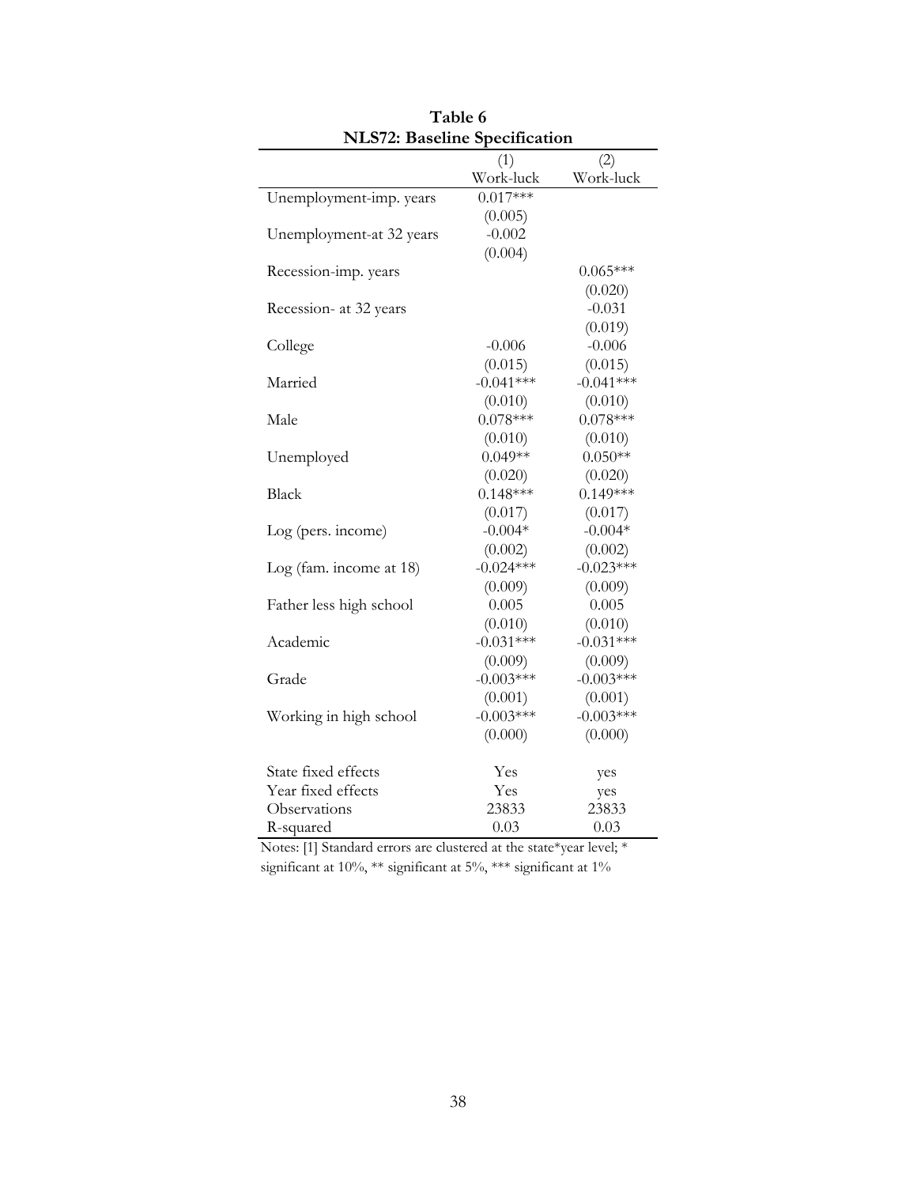**Table 6**
**NLS72: Baseline Specification**

| | (1) Work-luck | (2) Work-luck |
|---|---|---|
| Unemployment-imp. years | 0.017*** | |
| | (0.005) | |
| Unemployment-at 32 years | -0.002 | |
| | (0.004) | |
| Recession-imp. years | | 0.065*** |
| | | (0.020) |
| Recession- at 32 years | | -0.031 |
| | | (0.019) |
| College | -0.006 | -0.006 |
| | (0.015) | (0.015) |
| Married | -0.041*** | -0.041*** |
| | (0.010) | (0.010) |
| Male | 0.078*** | 0.078*** |
| | (0.010) | (0.010) |
| Unemployed | 0.049** | 0.050** |
| | (0.020) | (0.020) |
| Black | 0.148*** | 0.149*** |
| | (0.017) | (0.017) |
| Log (pers. income) | -0.004* | -0.004* |
| | (0.002) | (0.002) |
| Log (fam. income at 18) | -0.024*** | -0.023*** |
| | (0.009) | (0.009) |
| Father less high school | 0.005 | 0.005 |
| | (0.010) | (0.010) |
| Academic | -0.031*** | -0.031*** |
| | (0.009) | (0.009) |
| Grade | -0.003*** | -0.003*** |
| | (0.001) | (0.001) |
| Working in high school | -0.003*** | -0.003*** |
| | (0.000) | (0.000) |
| State fixed effects | Yes | yes |
| Year fixed effects | Yes | yes |
| Observations | 23833 | 23833 |
| R-squared | 0.03 | 0.03 |

Notes: [1] Standard errors are clustered at the state*year level; * significant at 10%, ** significant at 5%, *** significant at 1%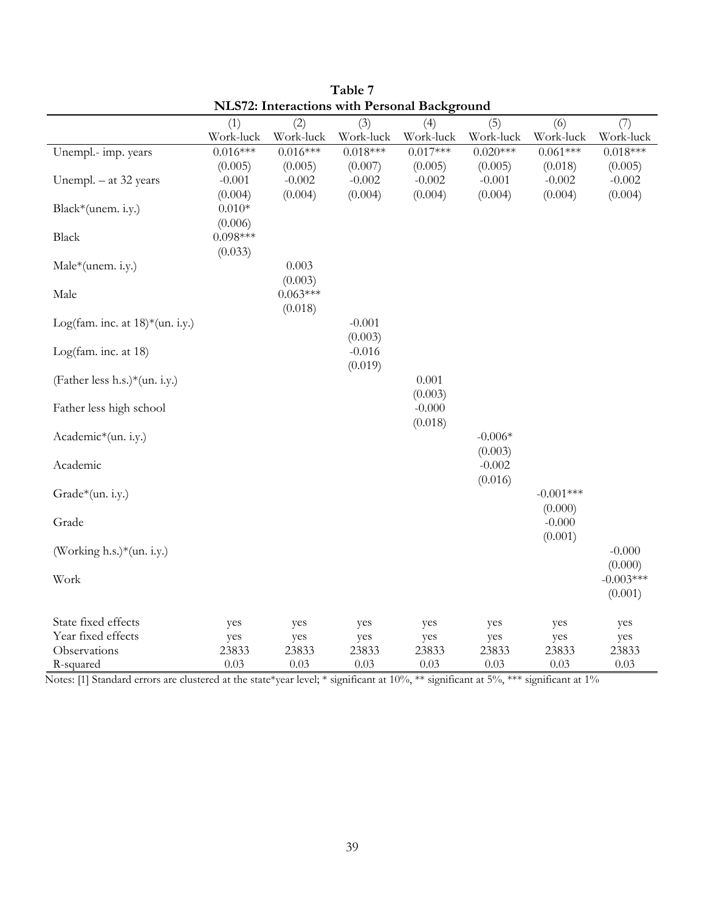**Table 7**

**NLS72: Interactions with Personal Background**

| | (1) Work-luck | (2) Work-luck | (3) Work-luck | (4) Work-luck | (5) Work-luck | (6) Work-luck | (7) Work-luck |
|---|---|---|---|---|---|---|---|
| Unempl.- imp. years | 0.016*** | 0.016*** | 0.018*** | 0.017*** | 0.020*** | 0.061*** | 0.018*** |
| | (0.005) | (0.005) | (0.007) | (0.005) | (0.005) | (0.018) | (0.005) |
| Unempl. – at 32 years | -0.001 | -0.002 | -0.002 | -0.002 | -0.001 | -0.002 | -0.002 |
| | (0.004) | (0.004) | (0.004) | (0.004) | (0.004) | (0.004) | (0.004) |
| Black*(unem. i.y.) | 0.010* | | | | | | |
| | (0.006) | | | | | | |
| Black | 0.098*** | | | | | | |
| | (0.033) | | | | | | |
| Male*(unem. i.y.) | | 0.003 | | | | | |
| | | (0.003) | | | | | |
| Male | | 0.063*** | | | | | |
| | | (0.018) | | | | | |
| Log(fam. inc. at 18)*(un. i.y.) | | | -0.001 | | | | |
| | | | (0.003) | | | | |
| Log(fam. inc. at 18) | | | -0.016 | | | | |
| | | | (0.019) | | | | |
| (Father less h.s.)*(un. i.y.) | | | | 0.001 | | | |
| | | | | (0.003) | | | |
| Father less high school | | | | -0.000 | | | |
| | | | | (0.018) | | | |
| Academic*(un. i.y.) | | | | | -0.006* | | |
| | | | | | (0.003) | | |
| Academic | | | | | -0.002 | | |
| | | | | | (0.016) | | |
| Grade*(un. i.y.) | | | | | | -0.001*** | |
| | | | | | | (0.000) | |
| Grade | | | | | | -0.000 | |
| | | | | | | (0.001) | |
| (Working h.s.)*(un. i.y.) | | | | | | | -0.000 |
| | | | | | | | (0.000) |
| Work | | | | | | | -0.003*** |
| | | | | | | | (0.001) |
| State fixed effects | yes | yes | yes | yes | yes | yes | yes |
| Year fixed effects | yes | yes | yes | yes | yes | yes | yes |
| Observations | 23833 | 23833 | 23833 | 23833 | 23833 | 23833 | 23833 |
| R-squared | 0.03 | 0.03 | 0.03 | 0.03 | 0.03 | 0.03 | 0.03 |

Notes: [1] Standard errors are clustered at the state*year level; * significant at 10%, ** significant at 5%, *** significant at 1%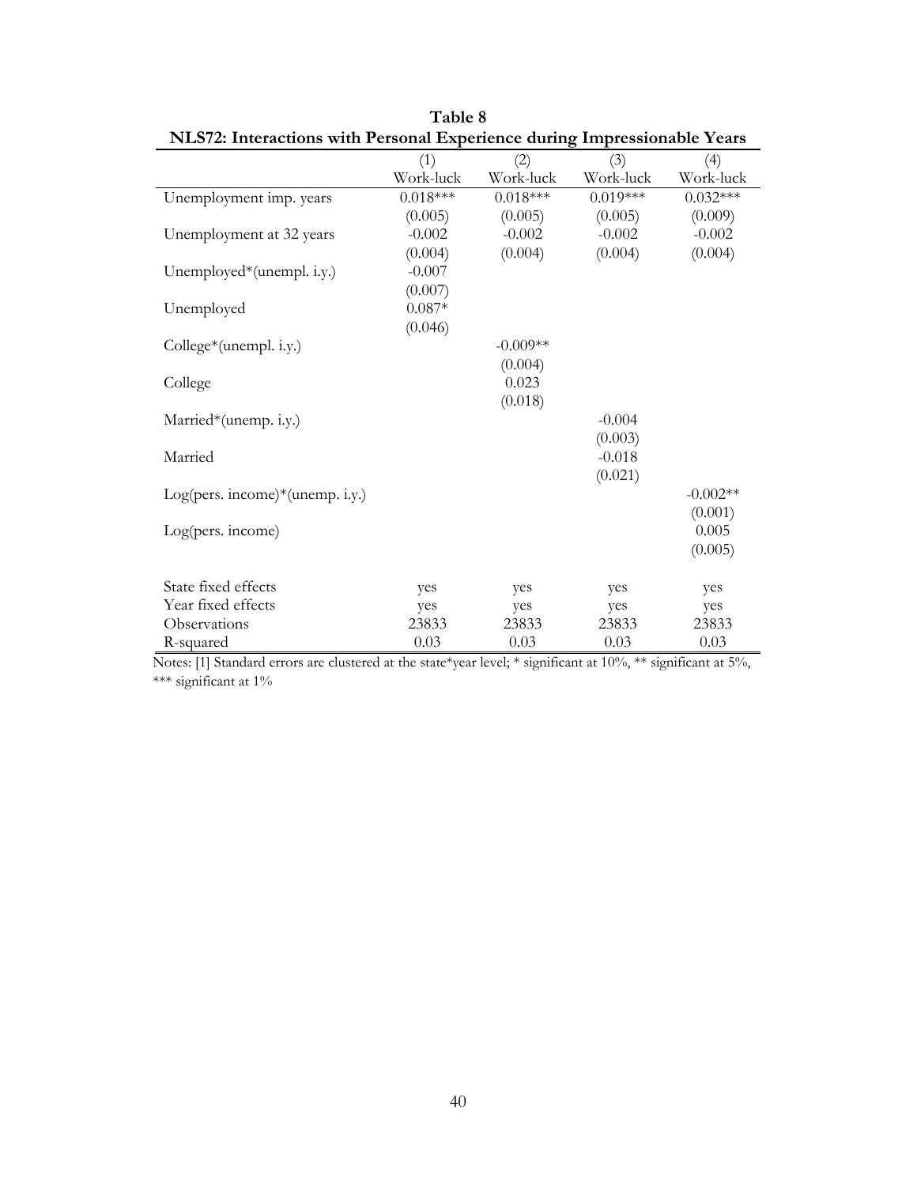**Table 8**

**NLS72: Interactions with Personal Experience during Impressionable Years**

| | (1) | (2) | (3) | (4) |
|---|---|---|---|---|
| | Work-luck | Work-luck | Work-luck | Work-luck |
| Unemployment imp. years | 0.018*** | 0.018*** | 0.019*** | 0.032*** |
| | (0.005) | (0.005) | (0.005) | (0.009) |
| Unemployment at 32 years | -0.002 | -0.002 | -0.002 | -0.002 |
| | (0.004) | (0.004) | (0.004) | (0.004) |
| Unemployed*(unempl. i.y.) | -0.007 | | | |
| | (0.007) | | | |
| Unemployed | 0.087* | | | |
| | (0.046) | | | |
| College*(unempl. i.y.) | | -0.009** | | |
| | | (0.004) | | |
| College | | 0.023 | | |
| | | (0.018) | | |
| Married*(unemp. i.y.) | | | -0.004 | |
| | | | (0.003) | |
| Married | | | -0.018 | |
| | | | (0.021) | |
| Log(pers. income)*(unemp. i.y.) | | | | -0.002** |
| | | | | (0.001) |
| Log(pers. income) | | | | 0.005 |
| | | | | (0.005) |
| State fixed effects | yes | yes | yes | yes |
| Year fixed effects | yes | yes | yes | yes |
| Observations | 23833 | 23833 | 23833 | 23833 |
| R-squared | 0.03 | 0.03 | 0.03 | 0.03 |

Notes: [1] Standard errors are clustered at the state*year level; * significant at 10%, ** significant at 5%, *** significant at 1%